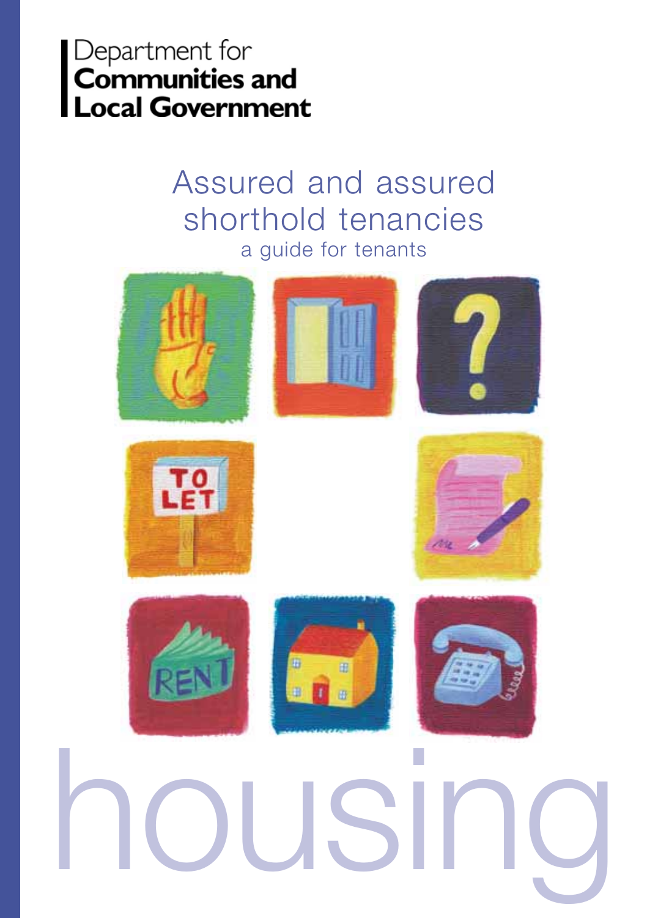Department for
**Communities and Local Government**

# Assured and assured shorthold tenancies

## a guide for tenants

housing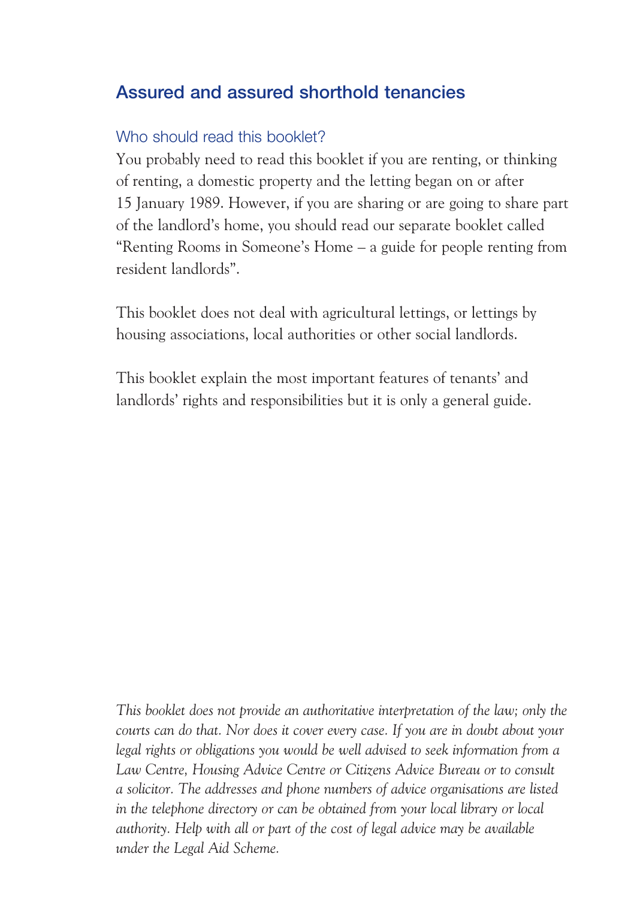## Assured and assured shorthold tenancies

### Who should read this booklet?

You probably need to read this booklet if you are renting, or thinking of renting, a domestic property and the letting began on or after 15 January 1989. However, if you are sharing or are going to share part of the landlord's home, you should read our separate booklet called "Renting Rooms in Someone's Home – a guide for people renting from resident landlords".

This booklet does not deal with agricultural lettings, or lettings by housing associations, local authorities or other social landlords.

This booklet explain the most important features of tenants' and landlords' rights and responsibilities but it is only a general guide.

*This booklet does not provide an authoritative interpretation of the law; only the courts can do that. Nor does it cover every case. If you are in doubt about your legal rights or obligations you would be well advised to seek information from a Law Centre, Housing Advice Centre or Citizens Advice Bureau or to consult a solicitor. The addresses and phone numbers of advice organisations are listed in the telephone directory or can be obtained from your local library or local authority. Help with all or part of the cost of legal advice may be available under the Legal Aid Scheme.*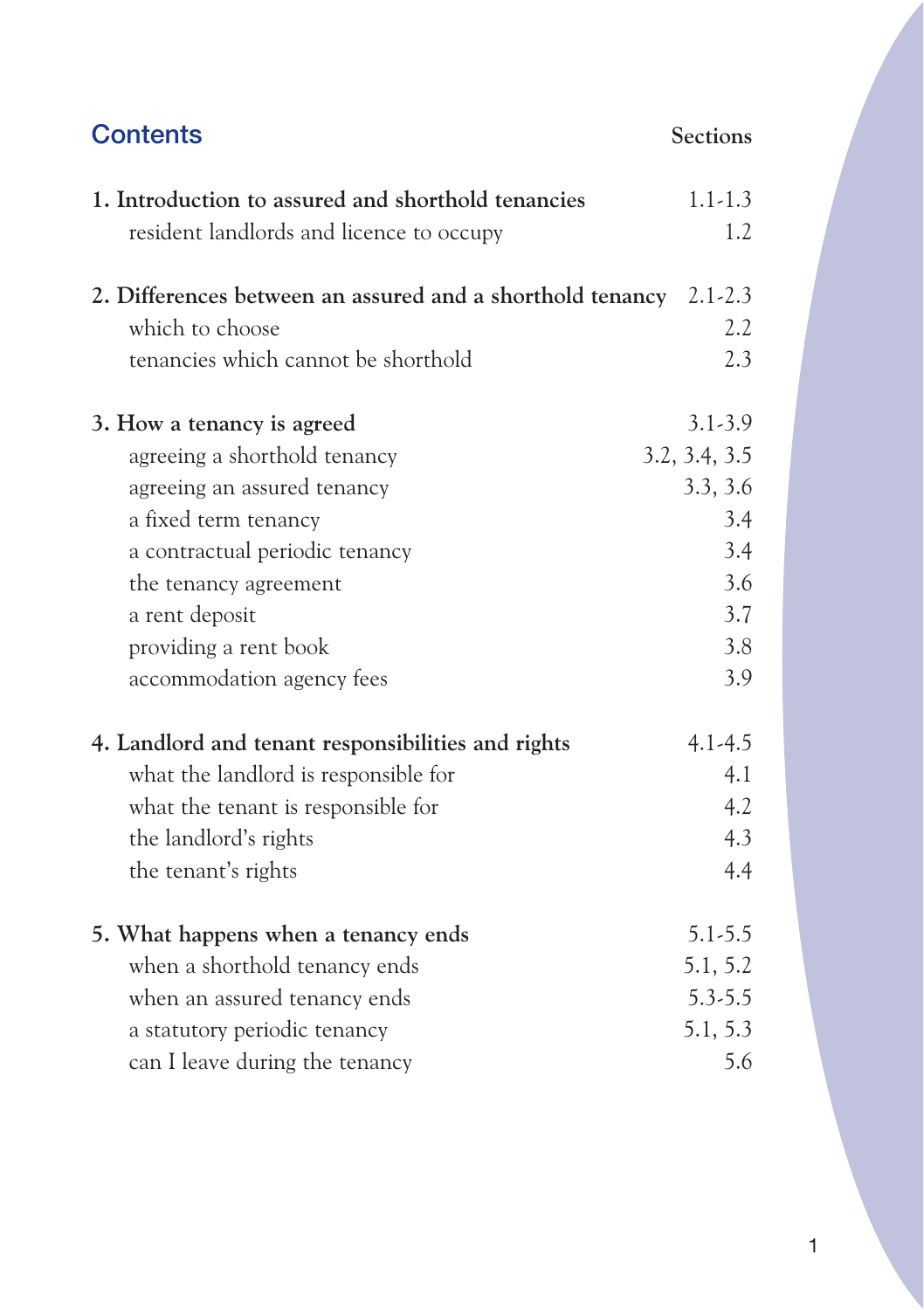## Contents

| | Sections |
|---|---|
| **1. Introduction to assured and shorthold tenancies** | 1.1-1.3 |
| resident landlords and licence to occupy | 1.2 |
| **2. Differences between an assured and a shorthold tenancy** | 2.1-2.3 |
| which to choose | 2.2 |
| tenancies which cannot be shorthold | 2.3 |
| **3. How a tenancy is agreed** | 3.1-3.9 |
| agreeing a shorthold tenancy | 3.2, 3.4, 3.5 |
| agreeing an assured tenancy | 3.3, 3.6 |
| a fixed term tenancy | 3.4 |
| a contractual periodic tenancy | 3.4 |
| the tenancy agreement | 3.6 |
| a rent deposit | 3.7 |
| providing a rent book | 3.8 |
| accommodation agency fees | 3.9 |
| **4. Landlord and tenant responsibilities and rights** | 4.1-4.5 |
| what the landlord is responsible for | 4.1 |
| what the tenant is responsible for | 4.2 |
| the landlord's rights | 4.3 |
| the tenant's rights | 4.4 |
| **5. What happens when a tenancy ends** | 5.1-5.5 |
| when a shorthold tenancy ends | 5.1, 5.2 |
| when an assured tenancy ends | 5.3-5.5 |
| a statutory periodic tenancy | 5.1, 5.3 |
| can I leave during the tenancy | 5.6 |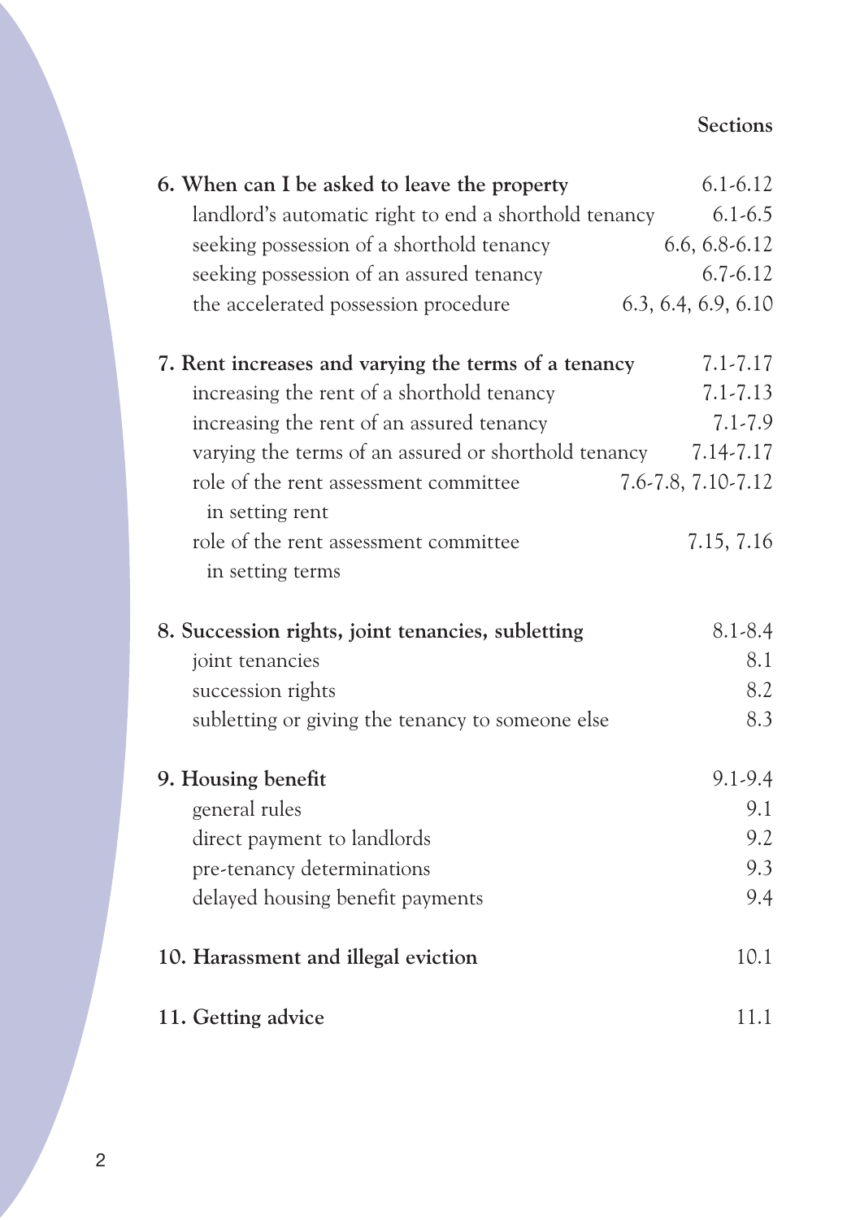| | Sections |
|---|---|
| **6. When can I be asked to leave the property** | 6.1-6.12 |
| landlord's automatic right to end a shorthold tenancy | 6.1-6.5 |
| seeking possession of a shorthold tenancy | 6.6, 6.8-6.12 |
| seeking possession of an assured tenancy | 6.7-6.12 |
| the accelerated possession procedure | 6.3, 6.4, 6.9, 6.10 |
| **7. Rent increases and varying the terms of a tenancy** | 7.1-7.17 |
| increasing the rent of a shorthold tenancy | 7.1-7.13 |
| increasing the rent of an assured tenancy | 7.1-7.9 |
| varying the terms of an assured or shorthold tenancy | 7.14-7.17 |
| role of the rent assessment committee in setting rent | 7.6-7.8, 7.10-7.12 |
| role of the rent assessment committee in setting terms | 7.15, 7.16 |
| **8. Succession rights, joint tenancies, subletting** | 8.1-8.4 |
| joint tenancies | 8.1 |
| succession rights | 8.2 |
| subletting or giving the tenancy to someone else | 8.3 |
| **9. Housing benefit** | 9.1-9.4 |
| general rules | 9.1 |
| direct payment to landlords | 9.2 |
| pre-tenancy determinations | 9.3 |
| delayed housing benefit payments | 9.4 |
| **10. Harassment and illegal eviction** | 10.1 |
| **11. Getting advice** | 11.1 |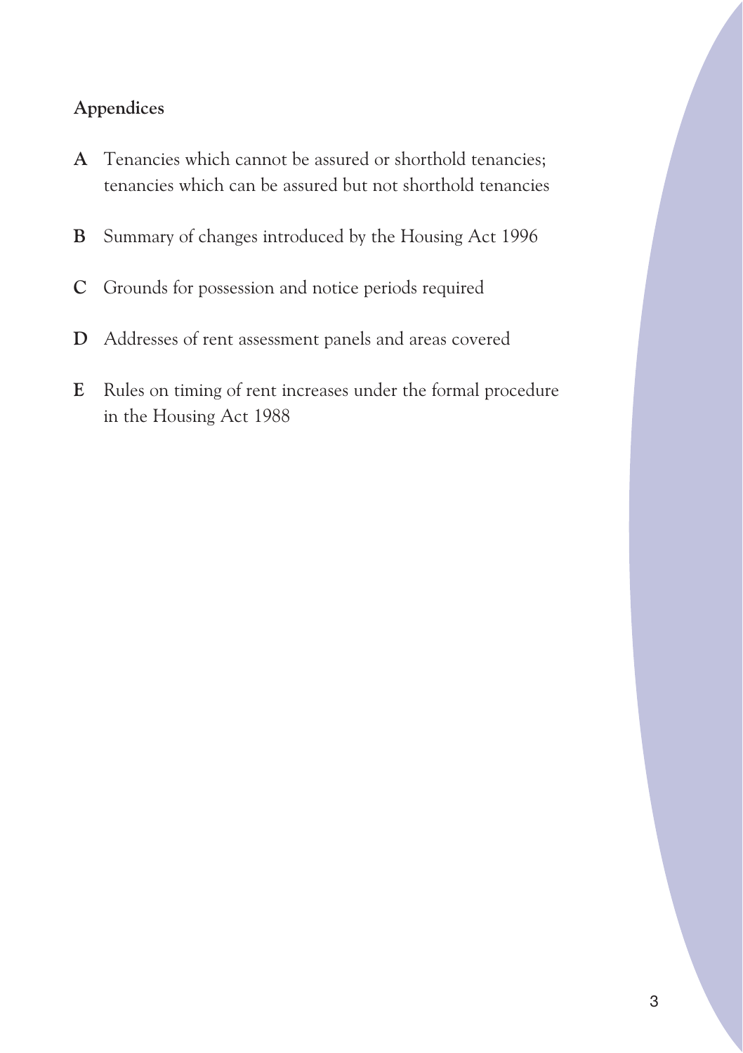## Appendices

**A** Tenancies which cannot be assured or shorthold tenancies; tenancies which can be assured but not shorthold tenancies

**B** Summary of changes introduced by the Housing Act 1996

**C** Grounds for possession and notice periods required

**D** Addresses of rent assessment panels and areas covered

**E** Rules on timing of rent increases under the formal procedure in the Housing Act 1988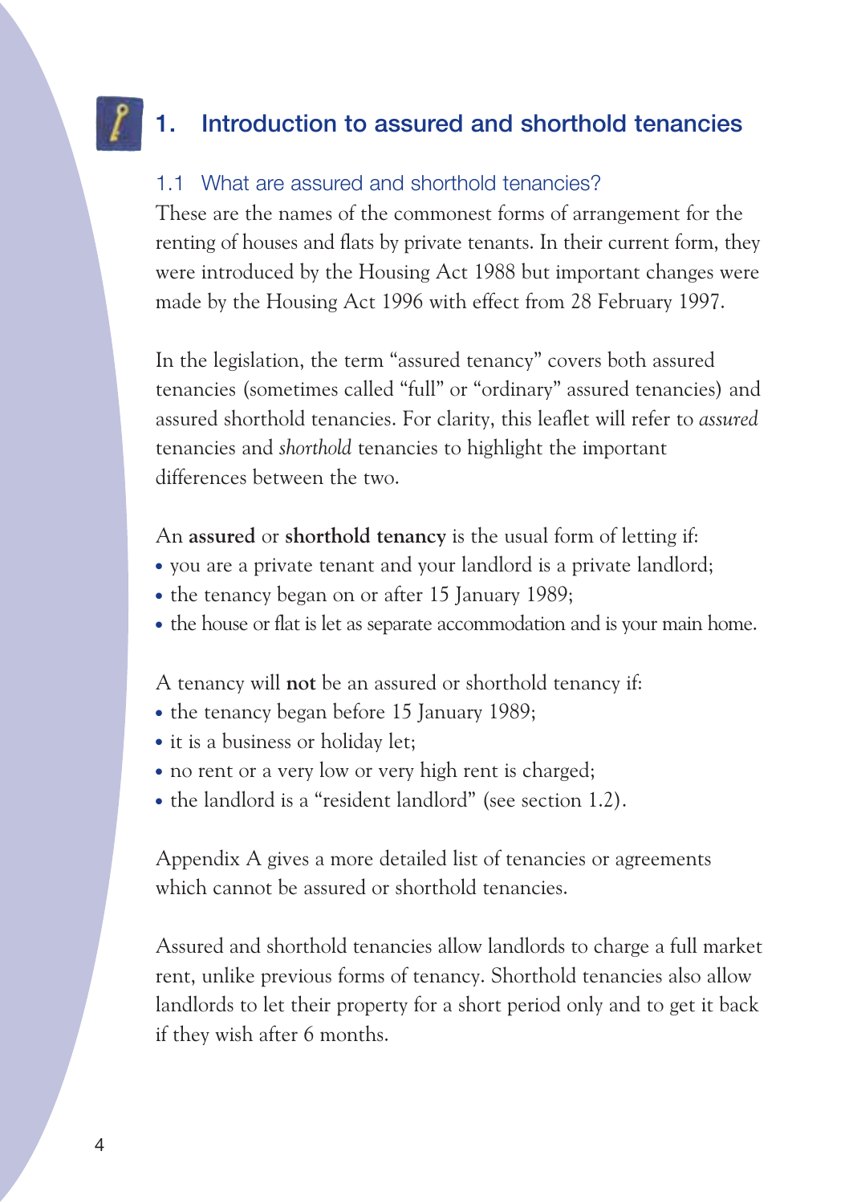# 1. Introduction to assured and shorthold tenancies

## 1.1 What are assured and shorthold tenancies?

These are the names of the commonest forms of arrangement for the renting of houses and flats by private tenants. In their current form, they were introduced by the Housing Act 1988 but important changes were made by the Housing Act 1996 with effect from 28 February 1997.

In the legislation, the term "assured tenancy" covers both assured tenancies (sometimes called "full" or "ordinary" assured tenancies) and assured shorthold tenancies. For clarity, this leaflet will refer to *assured* tenancies and *shorthold* tenancies to highlight the important differences between the two.

An **assured** or **shorthold tenancy** is the usual form of letting if:

- you are a private tenant and your landlord is a private landlord;
- the tenancy began on or after 15 January 1989;
- the house or flat is let as separate accommodation and is your main home.

A tenancy will **not** be an assured or shorthold tenancy if:

- the tenancy began before 15 January 1989;
- it is a business or holiday let;
- no rent or a very low or very high rent is charged;
- the landlord is a "resident landlord" (see section 1.2).

Appendix A gives a more detailed list of tenancies or agreements which cannot be assured or shorthold tenancies.

Assured and shorthold tenancies allow landlords to charge a full market rent, unlike previous forms of tenancy. Shorthold tenancies also allow landlords to let their property for a short period only and to get it back if they wish after 6 months.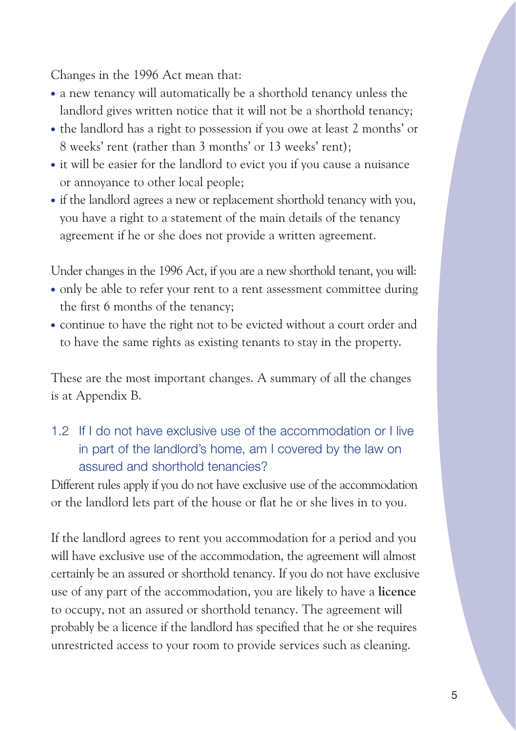Changes in the 1996 Act mean that:

- a new tenancy will automatically be a shorthold tenancy unless the landlord gives written notice that it will not be a shorthold tenancy;
- the landlord has a right to possession if you owe at least 2 months' or 8 weeks' rent (rather than 3 months' or 13 weeks' rent);
- it will be easier for the landlord to evict you if you cause a nuisance or annoyance to other local people;
- if the landlord agrees a new or replacement shorthold tenancy with you, you have a right to a statement of the main details of the tenancy agreement if he or she does not provide a written agreement.

Under changes in the 1996 Act, if you are a new shorthold tenant, you will:

- only be able to refer your rent to a rent assessment committee during the first 6 months of the tenancy;
- continue to have the right not to be evicted without a court order and to have the same rights as existing tenants to stay in the property.

These are the most important changes. A summary of all the changes is at Appendix B.

### 1.2 If I do not have exclusive use of the accommodation or I live in part of the landlord's home, am I covered by the law on assured and shorthold tenancies?

Different rules apply if you do not have exclusive use of the accommodation or the landlord lets part of the house or flat he or she lives in to you.

If the landlord agrees to rent you accommodation for a period and you will have exclusive use of the accommodation, the agreement will almost certainly be an assured or shorthold tenancy. If you do not have exclusive use of any part of the accommodation, you are likely to have a **licence** to occupy, not an assured or shorthold tenancy. The agreement will probably be a licence if the landlord has specified that he or she requires unrestricted access to your room to provide services such as cleaning.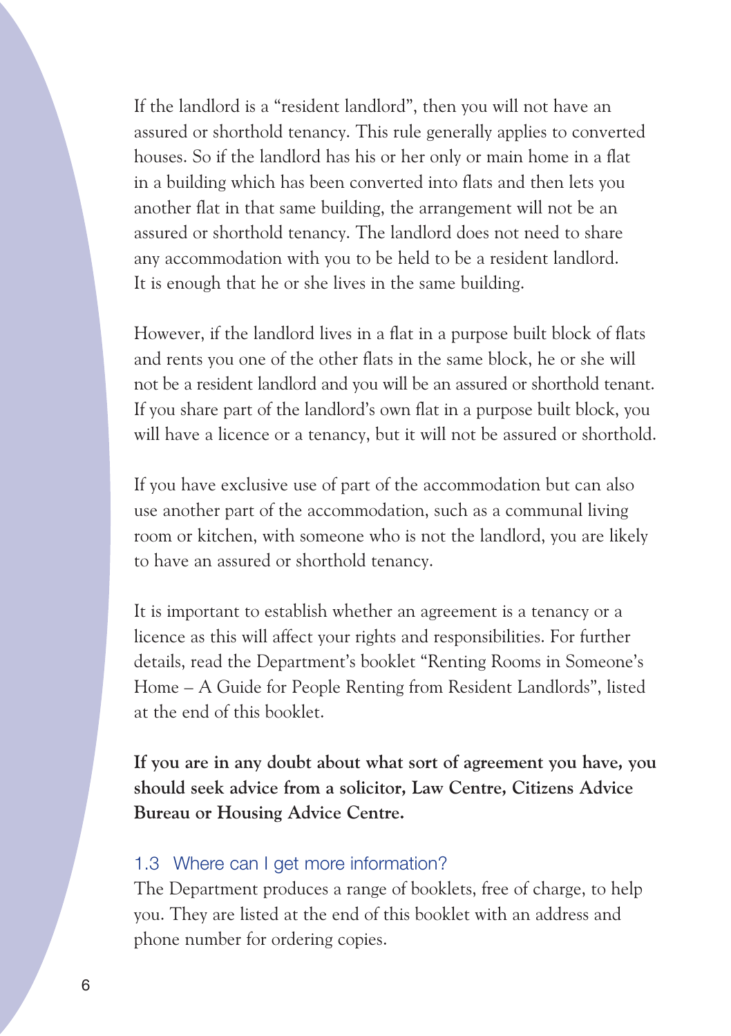If the landlord is a "resident landlord", then you will not have an assured or shorthold tenancy. This rule generally applies to converted houses. So if the landlord has his or her only or main home in a flat in a building which has been converted into flats and then lets you another flat in that same building, the arrangement will not be an assured or shorthold tenancy. The landlord does not need to share any accommodation with you to be held to be a resident landlord. It is enough that he or she lives in the same building.

However, if the landlord lives in a flat in a purpose built block of flats and rents you one of the other flats in the same block, he or she will not be a resident landlord and you will be an assured or shorthold tenant. If you share part of the landlord's own flat in a purpose built block, you will have a licence or a tenancy, but it will not be assured or shorthold.

If you have exclusive use of part of the accommodation but can also use another part of the accommodation, such as a communal living room or kitchen, with someone who is not the landlord, you are likely to have an assured or shorthold tenancy.

It is important to establish whether an agreement is a tenancy or a licence as this will affect your rights and responsibilities. For further details, read the Department's booklet "Renting Rooms in Someone's Home – A Guide for People Renting from Resident Landlords", listed at the end of this booklet.

**If you are in any doubt about what sort of agreement you have, you should seek advice from a solicitor, Law Centre, Citizens Advice Bureau or Housing Advice Centre.**

### 1.3 Where can I get more information?

The Department produces a range of booklets, free of charge, to help you. They are listed at the end of this booklet with an address and phone number for ordering copies.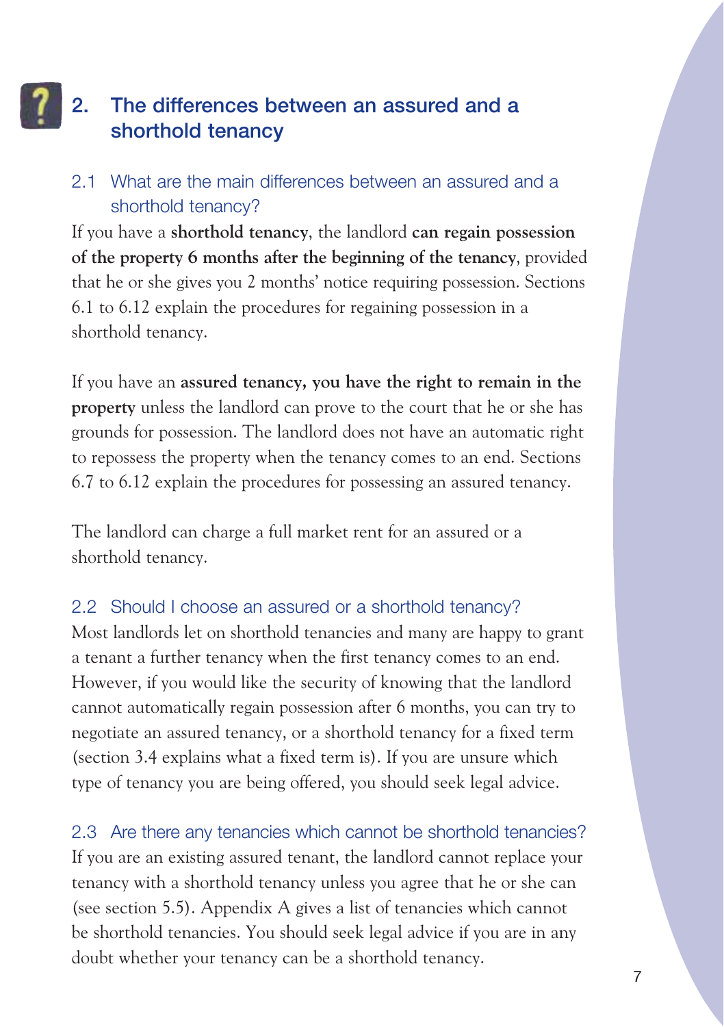## 2. The differences between an assured and a shorthold tenancy

### 2.1 What are the main differences between an assured and a shorthold tenancy?

If you have a **shorthold tenancy**, the landlord **can regain possession of the property 6 months after the beginning of the tenancy**, provided that he or she gives you 2 months' notice requiring possession. Sections 6.1 to 6.12 explain the procedures for regaining possession in a shorthold tenancy.

If you have an **assured tenancy, you have the right to remain in the property** unless the landlord can prove to the court that he or she has grounds for possession. The landlord does not have an automatic right to repossess the property when the tenancy comes to an end. Sections 6.7 to 6.12 explain the procedures for possessing an assured tenancy.

The landlord can charge a full market rent for an assured or a shorthold tenancy.

### 2.2 Should I choose an assured or a shorthold tenancy?

Most landlords let on shorthold tenancies and many are happy to grant a tenant a further tenancy when the first tenancy comes to an end. However, if you would like the security of knowing that the landlord cannot automatically regain possession after 6 months, you can try to negotiate an assured tenancy, or a shorthold tenancy for a fixed term (section 3.4 explains what a fixed term is). If you are unsure which type of tenancy you are being offered, you should seek legal advice.

### 2.3 Are there any tenancies which cannot be shorthold tenancies?

If you are an existing assured tenant, the landlord cannot replace your tenancy with a shorthold tenancy unless you agree that he or she can (see section 5.5). Appendix A gives a list of tenancies which cannot be shorthold tenancies. You should seek legal advice if you are in any doubt whether your tenancy can be a shorthold tenancy.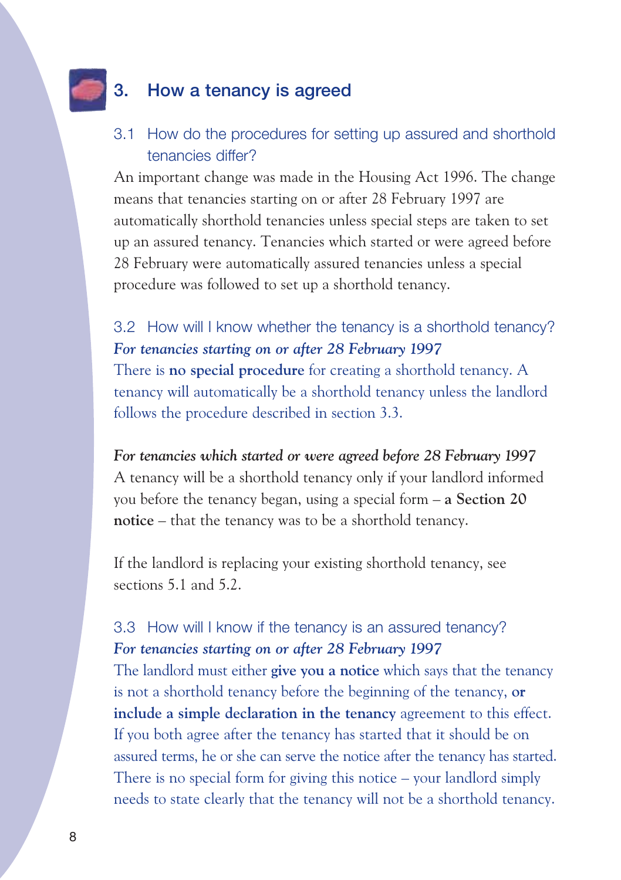## 3. How a tenancy is agreed

### 3.1 How do the procedures for setting up assured and shorthold tenancies differ?

An important change was made in the Housing Act 1996. The change means that tenancies starting on or after 28 February 1997 are automatically shorthold tenancies unless special steps are taken to set up an assured tenancy. Tenancies which started or were agreed before 28 February were automatically assured tenancies unless a special procedure was followed to set up a shorthold tenancy.

### 3.2 How will I know whether the tenancy is a shorthold tenancy?

***For tenancies starting on or after 28 February 1997***

There is **no special procedure** for creating a shorthold tenancy. A tenancy will automatically be a shorthold tenancy unless the landlord follows the procedure described in section 3.3.

***For tenancies which started or were agreed before 28 February 1997***

A tenancy will be a shorthold tenancy only if your landlord informed you before the tenancy began, using a special form – **a Section 20 notice** – that the tenancy was to be a shorthold tenancy.

If the landlord is replacing your existing shorthold tenancy, see sections 5.1 and 5.2.

### 3.3 How will I know if the tenancy is an assured tenancy?

***For tenancies starting on or after 28 February 1997***

The landlord must either **give you a notice** which says that the tenancy is not a shorthold tenancy before the beginning of the tenancy, **or include a simple declaration in the tenancy** agreement to this effect. If you both agree after the tenancy has started that it should be on assured terms, he or she can serve the notice after the tenancy has started. There is no special form for giving this notice – your landlord simply needs to state clearly that the tenancy will not be a shorthold tenancy.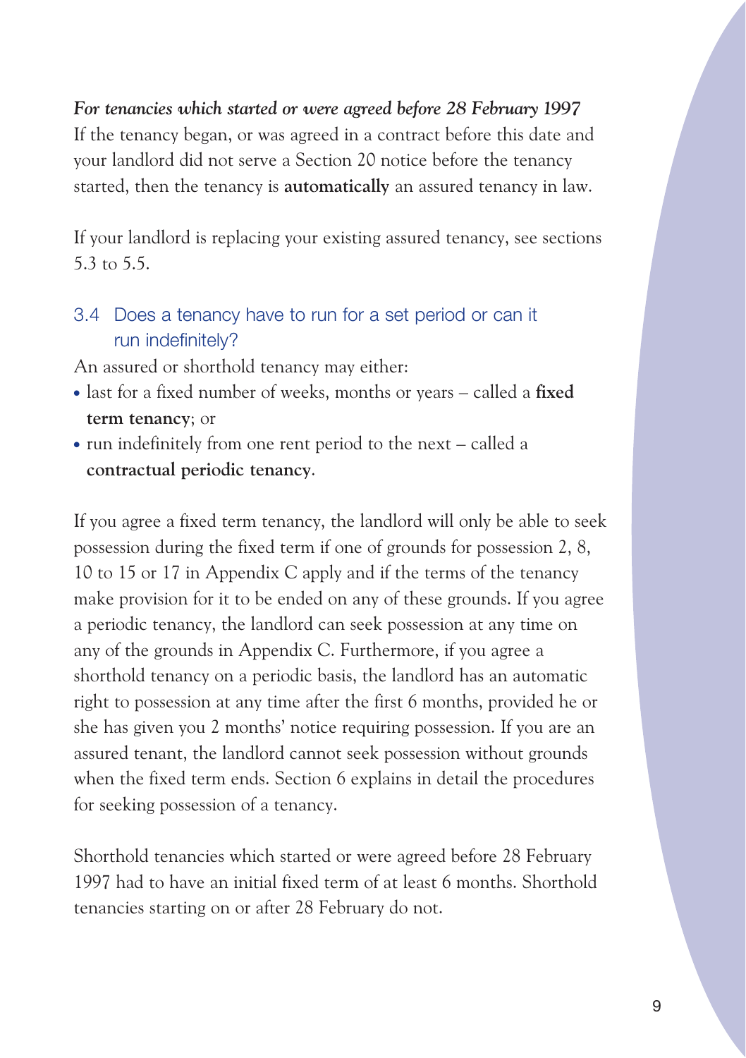***For tenancies which started or were agreed before 28 February 1997***

If the tenancy began, or was agreed in a contract before this date and your landlord did not serve a Section 20 notice before the tenancy started, then the tenancy is **automatically** an assured tenancy in law.

If your landlord is replacing your existing assured tenancy, see sections 5.3 to 5.5.

### 3.4 Does a tenancy have to run for a set period or can it run indefinitely?

An assured or shorthold tenancy may either:

- last for a fixed number of weeks, months or years – called a **fixed term tenancy**; or
- run indefinitely from one rent period to the next – called a **contractual periodic tenancy**.

If you agree a fixed term tenancy, the landlord will only be able to seek possession during the fixed term if one of grounds for possession 2, 8, 10 to 15 or 17 in Appendix C apply and if the terms of the tenancy make provision for it to be ended on any of these grounds. If you agree a periodic tenancy, the landlord can seek possession at any time on any of the grounds in Appendix C. Furthermore, if you agree a shorthold tenancy on a periodic basis, the landlord has an automatic right to possession at any time after the first 6 months, provided he or she has given you 2 months' notice requiring possession. If you are an assured tenant, the landlord cannot seek possession without grounds when the fixed term ends. Section 6 explains in detail the procedures for seeking possession of a tenancy.

Shorthold tenancies which started or were agreed before 28 February 1997 had to have an initial fixed term of at least 6 months. Shorthold tenancies starting on or after 28 February do not.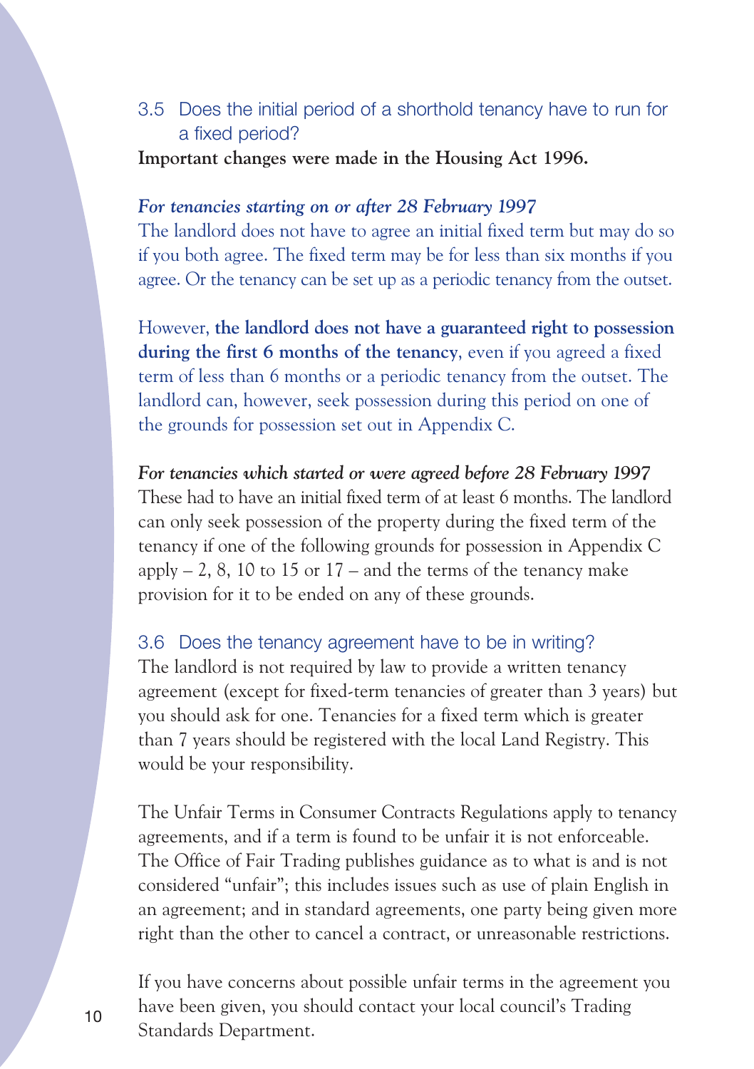### 3.5 Does the initial period of a shorthold tenancy have to run for a fixed period?

**Important changes were made in the Housing Act 1996.**

***For tenancies starting on or after 28 February 1997***

The landlord does not have to agree an initial fixed term but may do so if you both agree. The fixed term may be for less than six months if you agree. Or the tenancy can be set up as a periodic tenancy from the outset.

However, **the landlord does not have a guaranteed right to possession during the first 6 months of the tenancy**, even if you agreed a fixed term of less than 6 months or a periodic tenancy from the outset. The landlord can, however, seek possession during this period on one of the grounds for possession set out in Appendix C.

***For tenancies which started or were agreed before 28 February 1997***

These had to have an initial fixed term of at least 6 months. The landlord can only seek possession of the property during the fixed term of the tenancy if one of the following grounds for possession in Appendix C apply – 2, 8, 10 to 15 or 17 – and the terms of the tenancy make provision for it to be ended on any of these grounds.

### 3.6 Does the tenancy agreement have to be in writing?

The landlord is not required by law to provide a written tenancy agreement (except for fixed-term tenancies of greater than 3 years) but you should ask for one. Tenancies for a fixed term which is greater than 7 years should be registered with the local Land Registry. This would be your responsibility.

The Unfair Terms in Consumer Contracts Regulations apply to tenancy agreements, and if a term is found to be unfair it is not enforceable. The Office of Fair Trading publishes guidance as to what is and is not considered "unfair"; this includes issues such as use of plain English in an agreement; and in standard agreements, one party being given more right than the other to cancel a contract, or unreasonable restrictions.

If you have concerns about possible unfair terms in the agreement you have been given, you should contact your local council's Trading Standards Department.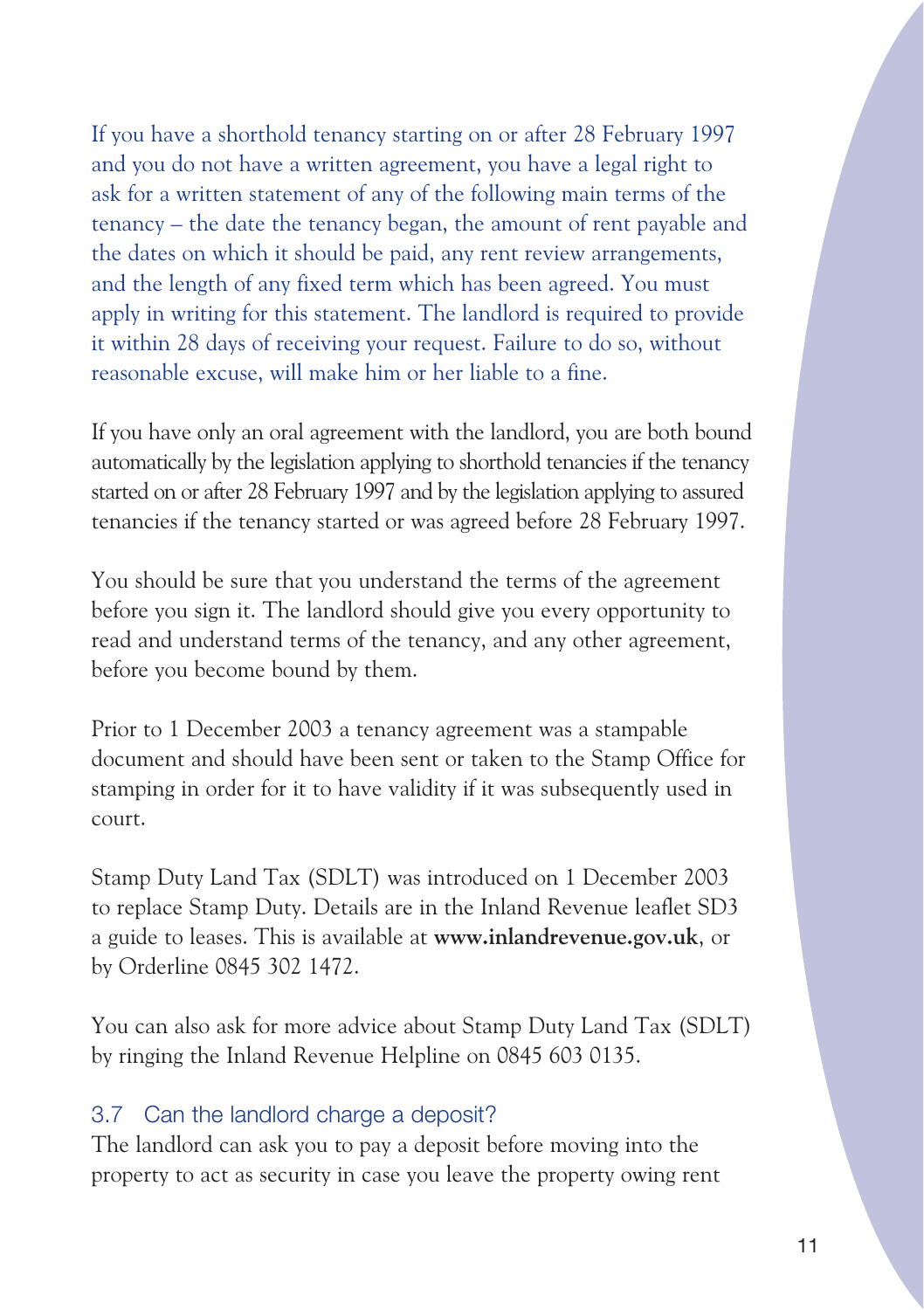If you have a shorthold tenancy starting on or after 28 February 1997 and you do not have a written agreement, you have a legal right to ask for a written statement of any of the following main terms of the tenancy – the date the tenancy began, the amount of rent payable and the dates on which it should be paid, any rent review arrangements, and the length of any fixed term which has been agreed. You must apply in writing for this statement. The landlord is required to provide it within 28 days of receiving your request. Failure to do so, without reasonable excuse, will make him or her liable to a fine.

If you have only an oral agreement with the landlord, you are both bound automatically by the legislation applying to shorthold tenancies if the tenancy started on or after 28 February 1997 and by the legislation applying to assured tenancies if the tenancy started or was agreed before 28 February 1997.

You should be sure that you understand the terms of the agreement before you sign it. The landlord should give you every opportunity to read and understand terms of the tenancy, and any other agreement, before you become bound by them.

Prior to 1 December 2003 a tenancy agreement was a stampable document and should have been sent or taken to the Stamp Office for stamping in order for it to have validity if it was subsequently used in court.

Stamp Duty Land Tax (SDLT) was introduced on 1 December 2003 to replace Stamp Duty. Details are in the Inland Revenue leaflet SD3 a guide to leases. This is available at **www.inlandrevenue.gov.uk**, or by Orderline 0845 302 1472.

You can also ask for more advice about Stamp Duty Land Tax (SDLT) by ringing the Inland Revenue Helpline on 0845 603 0135.

### 3.7 Can the landlord charge a deposit?

The landlord can ask you to pay a deposit before moving into the property to act as security in case you leave the property owing rent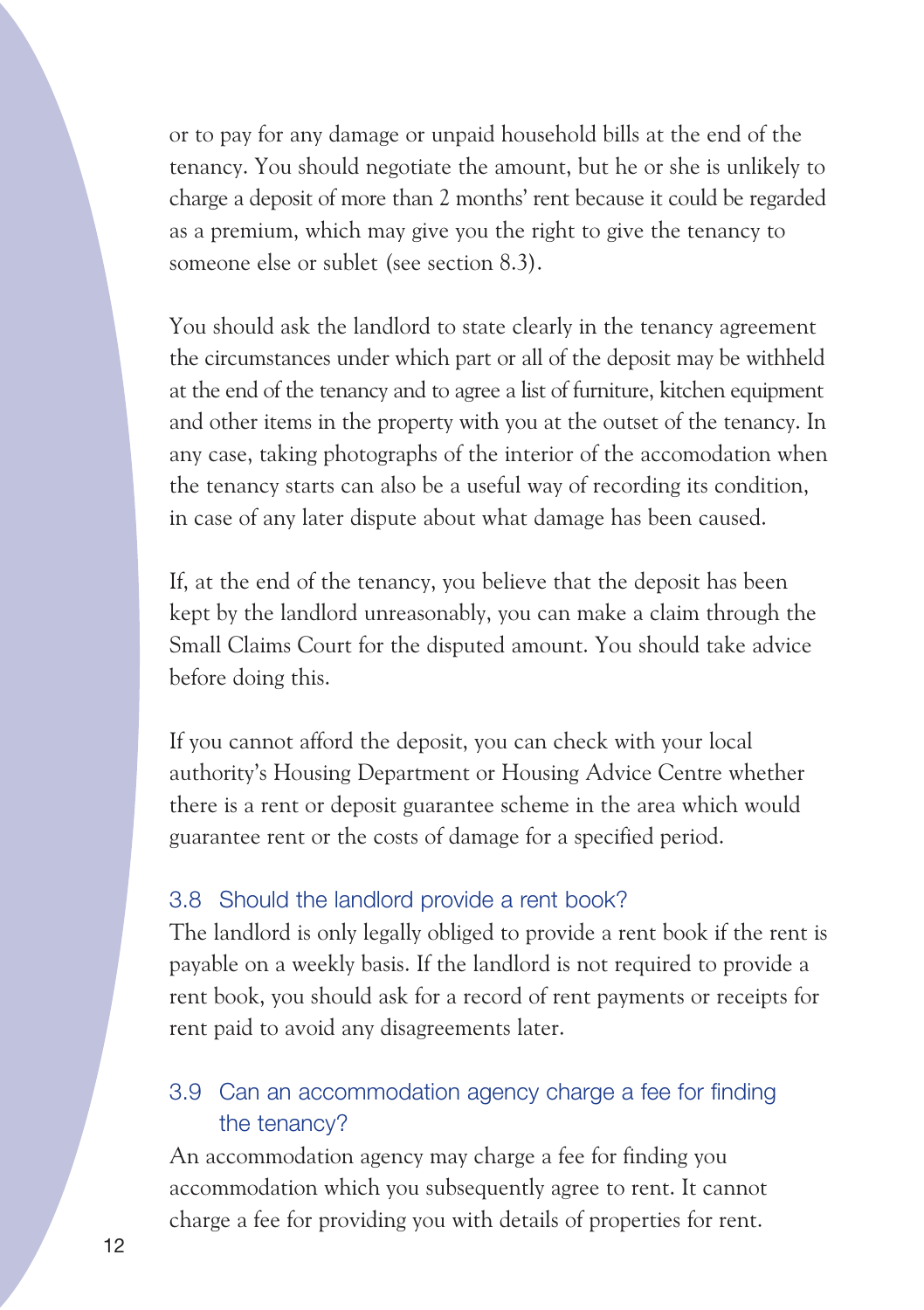or to pay for any damage or unpaid household bills at the end of the tenancy. You should negotiate the amount, but he or she is unlikely to charge a deposit of more than 2 months' rent because it could be regarded as a premium, which may give you the right to give the tenancy to someone else or sublet (see section 8.3).

You should ask the landlord to state clearly in the tenancy agreement the circumstances under which part or all of the deposit may be withheld at the end of the tenancy and to agree a list of furniture, kitchen equipment and other items in the property with you at the outset of the tenancy. In any case, taking photographs of the interior of the accomodation when the tenancy starts can also be a useful way of recording its condition, in case of any later dispute about what damage has been caused.

If, at the end of the tenancy, you believe that the deposit has been kept by the landlord unreasonably, you can make a claim through the Small Claims Court for the disputed amount. You should take advice before doing this.

If you cannot afford the deposit, you can check with your local authority's Housing Department or Housing Advice Centre whether there is a rent or deposit guarantee scheme in the area which would guarantee rent or the costs of damage for a specified period.

### 3.8 Should the landlord provide a rent book?

The landlord is only legally obliged to provide a rent book if the rent is payable on a weekly basis. If the landlord is not required to provide a rent book, you should ask for a record of rent payments or receipts for rent paid to avoid any disagreements later.

### 3.9 Can an accommodation agency charge a fee for finding the tenancy?

An accommodation agency may charge a fee for finding you accommodation which you subsequently agree to rent. It cannot charge a fee for providing you with details of properties for rent.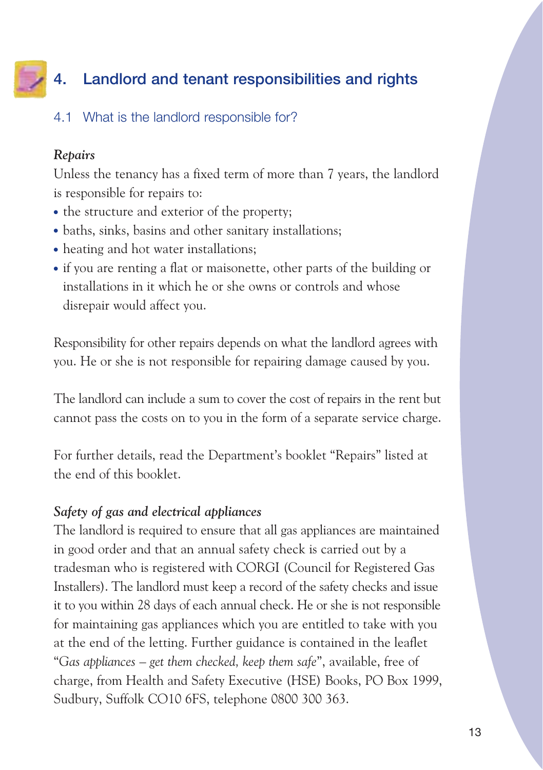## 4. Landlord and tenant responsibilities and rights

### 4.1 What is the landlord responsible for?

***Repairs***

Unless the tenancy has a fixed term of more than 7 years, the landlord is responsible for repairs to:

- the structure and exterior of the property;
- baths, sinks, basins and other sanitary installations;
- heating and hot water installations;
- if you are renting a flat or maisonette, other parts of the building or installations in it which he or she owns or controls and whose disrepair would affect you.

Responsibility for other repairs depends on what the landlord agrees with you. He or she is not responsible for repairing damage caused by you.

The landlord can include a sum to cover the cost of repairs in the rent but cannot pass the costs on to you in the form of a separate service charge.

For further details, read the Department's booklet "Repairs" listed at the end of this booklet.

***Safety of gas and electrical appliances***

The landlord is required to ensure that all gas appliances are maintained in good order and that an annual safety check is carried out by a tradesman who is registered with CORGI (Council for Registered Gas Installers). The landlord must keep a record of the safety checks and issue it to you within 28 days of each annual check. He or she is not responsible for maintaining gas appliances which you are entitled to take with you at the end of the letting. Further guidance is contained in the leaflet "*Gas appliances – get them checked, keep them safe*", available, free of charge, from Health and Safety Executive (HSE) Books, PO Box 1999, Sudbury, Suffolk CO10 6FS, telephone 0800 300 363.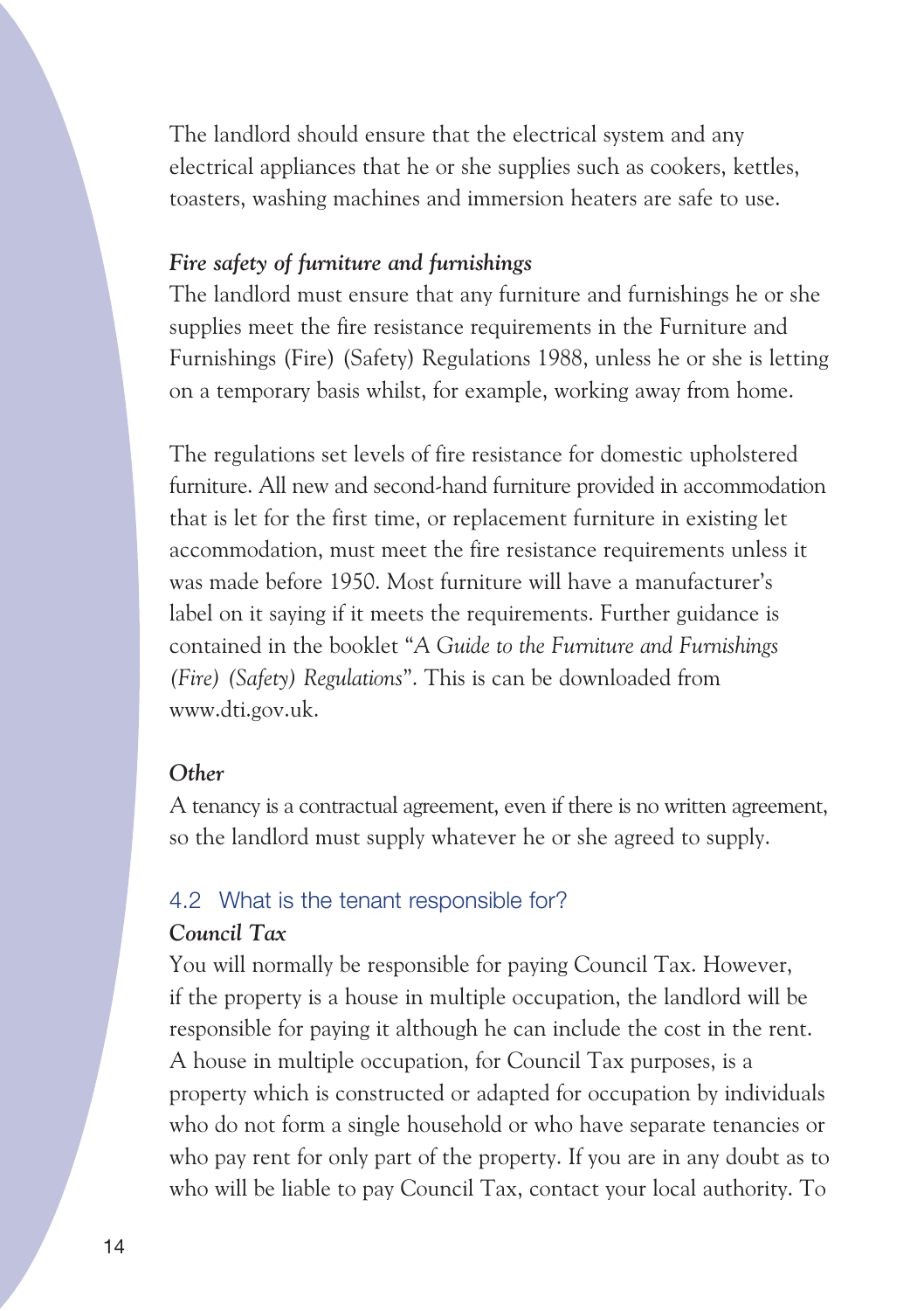The landlord should ensure that the electrical system and any electrical appliances that he or she supplies such as cookers, kettles, toasters, washing machines and immersion heaters are safe to use.

***Fire safety of furniture and furnishings***

The landlord must ensure that any furniture and furnishings he or she supplies meet the fire resistance requirements in the Furniture and Furnishings (Fire) (Safety) Regulations 1988, unless he or she is letting on a temporary basis whilst, for example, working away from home.

The regulations set levels of fire resistance for domestic upholstered furniture. All new and second-hand furniture provided in accommodation that is let for the first time, or replacement furniture in existing let accommodation, must meet the fire resistance requirements unless it was made before 1950. Most furniture will have a manufacturer's label on it saying if it meets the requirements. Further guidance is contained in the booklet "*A Guide to the Furniture and Furnishings (Fire) (Safety) Regulations*". This is can be downloaded from www.dti.gov.uk.

***Other***

A tenancy is a contractual agreement, even if there is no written agreement, so the landlord must supply whatever he or she agreed to supply.

## 4.2 What is the tenant responsible for?

***Council Tax***

You will normally be responsible for paying Council Tax. However, if the property is a house in multiple occupation, the landlord will be responsible for paying it although he can include the cost in the rent. A house in multiple occupation, for Council Tax purposes, is a property which is constructed or adapted for occupation by individuals who do not form a single household or who have separate tenancies or who pay rent for only part of the property. If you are in any doubt as to who will be liable to pay Council Tax, contact your local authority. To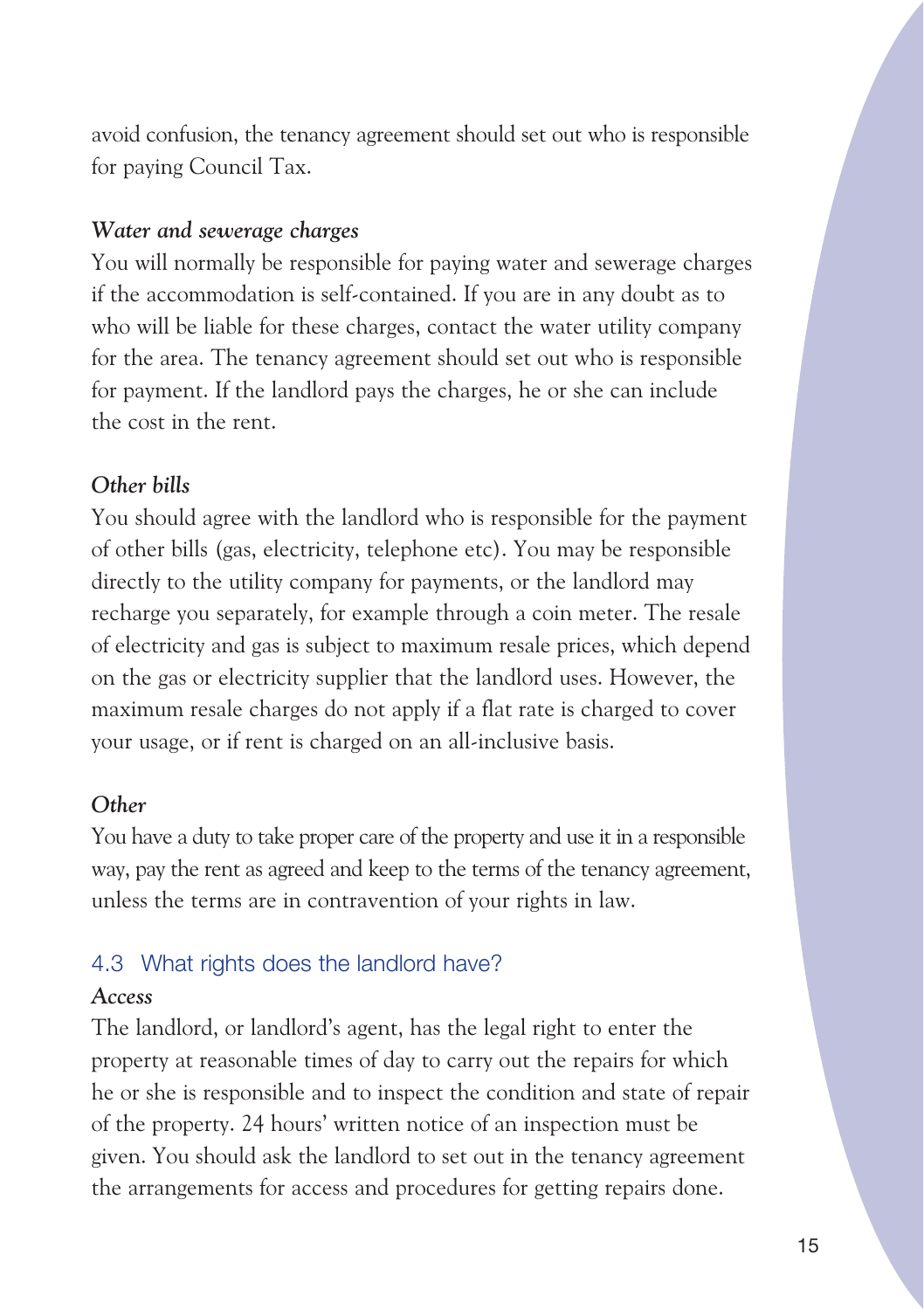avoid confusion, the tenancy agreement should set out who is responsible for paying Council Tax.

***Water and sewerage charges***

You will normally be responsible for paying water and sewerage charges if the accommodation is self-contained. If you are in any doubt as to who will be liable for these charges, contact the water utility company for the area. The tenancy agreement should set out who is responsible for payment. If the landlord pays the charges, he or she can include the cost in the rent.

***Other bills***

You should agree with the landlord who is responsible for the payment of other bills (gas, electricity, telephone etc). You may be responsible directly to the utility company for payments, or the landlord may recharge you separately, for example through a coin meter. The resale of electricity and gas is subject to maximum resale prices, which depend on the gas or electricity supplier that the landlord uses. However, the maximum resale charges do not apply if a flat rate is charged to cover your usage, or if rent is charged on an all-inclusive basis.

***Other***

You have a duty to take proper care of the property and use it in a responsible way, pay the rent as agreed and keep to the terms of the tenancy agreement, unless the terms are in contravention of your rights in law.

## 4.3 What rights does the landlord have?

***Access***

The landlord, or landlord's agent, has the legal right to enter the property at reasonable times of day to carry out the repairs for which he or she is responsible and to inspect the condition and state of repair of the property. 24 hours' written notice of an inspection must be given. You should ask the landlord to set out in the tenancy agreement the arrangements for access and procedures for getting repairs done.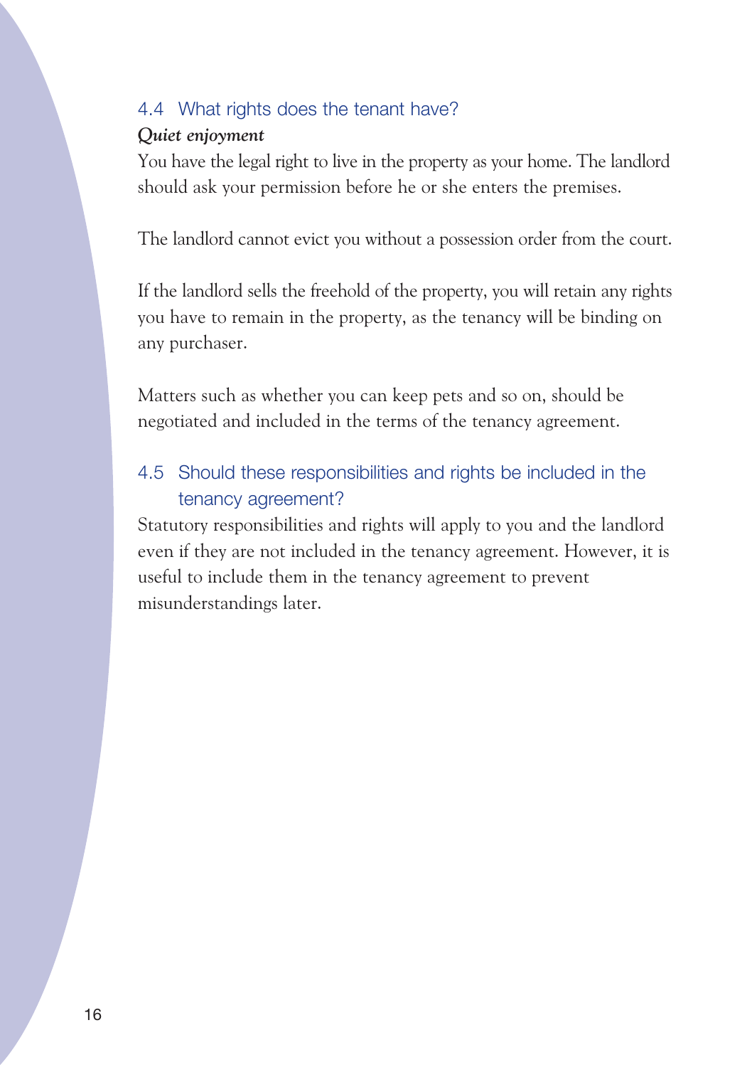## 4.4 What rights does the tenant have?

***Quiet enjoyment***

You have the legal right to live in the property as your home. The landlord should ask your permission before he or she enters the premises.

The landlord cannot evict you without a possession order from the court.

If the landlord sells the freehold of the property, you will retain any rights you have to remain in the property, as the tenancy will be binding on any purchaser.

Matters such as whether you can keep pets and so on, should be negotiated and included in the terms of the tenancy agreement.

## 4.5 Should these responsibilities and rights be included in the tenancy agreement?

Statutory responsibilities and rights will apply to you and the landlord even if they are not included in the tenancy agreement. However, it is useful to include them in the tenancy agreement to prevent misunderstandings later.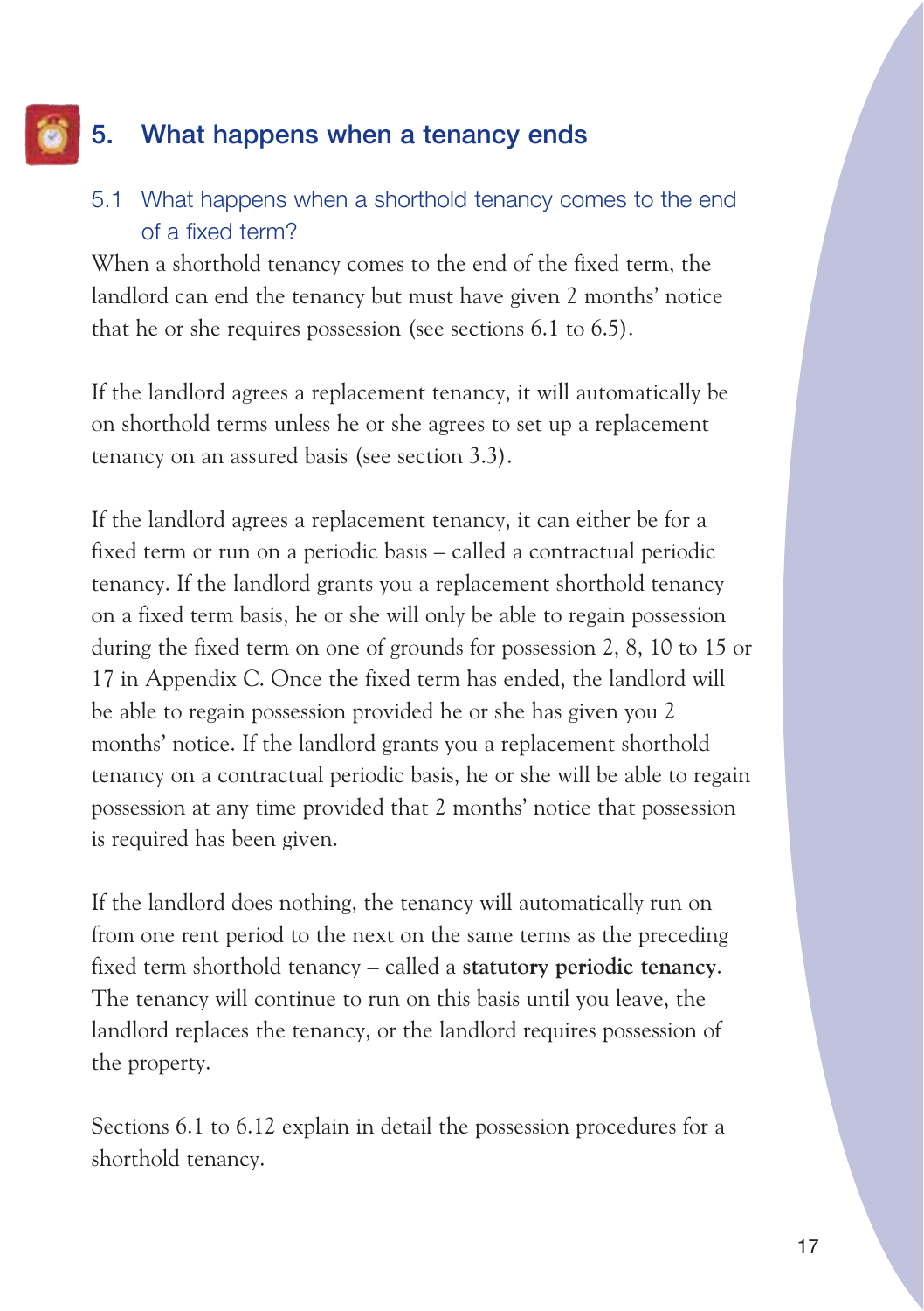## 5. What happens when a tenancy ends

### 5.1 What happens when a shorthold tenancy comes to the end of a fixed term?

When a shorthold tenancy comes to the end of the fixed term, the landlord can end the tenancy but must have given 2 months' notice that he or she requires possession (see sections 6.1 to 6.5).

If the landlord agrees a replacement tenancy, it will automatically be on shorthold terms unless he or she agrees to set up a replacement tenancy on an assured basis (see section 3.3).

If the landlord agrees a replacement tenancy, it can either be for a fixed term or run on a periodic basis – called a contractual periodic tenancy. If the landlord grants you a replacement shorthold tenancy on a fixed term basis, he or she will only be able to regain possession during the fixed term on one of grounds for possession 2, 8, 10 to 15 or 17 in Appendix C. Once the fixed term has ended, the landlord will be able to regain possession provided he or she has given you 2 months' notice. If the landlord grants you a replacement shorthold tenancy on a contractual periodic basis, he or she will be able to regain possession at any time provided that 2 months' notice that possession is required has been given.

If the landlord does nothing, the tenancy will automatically run on from one rent period to the next on the same terms as the preceding fixed term shorthold tenancy – called a **statutory periodic tenancy**. The tenancy will continue to run on this basis until you leave, the landlord replaces the tenancy, or the landlord requires possession of the property.

Sections 6.1 to 6.12 explain in detail the possession procedures for a shorthold tenancy.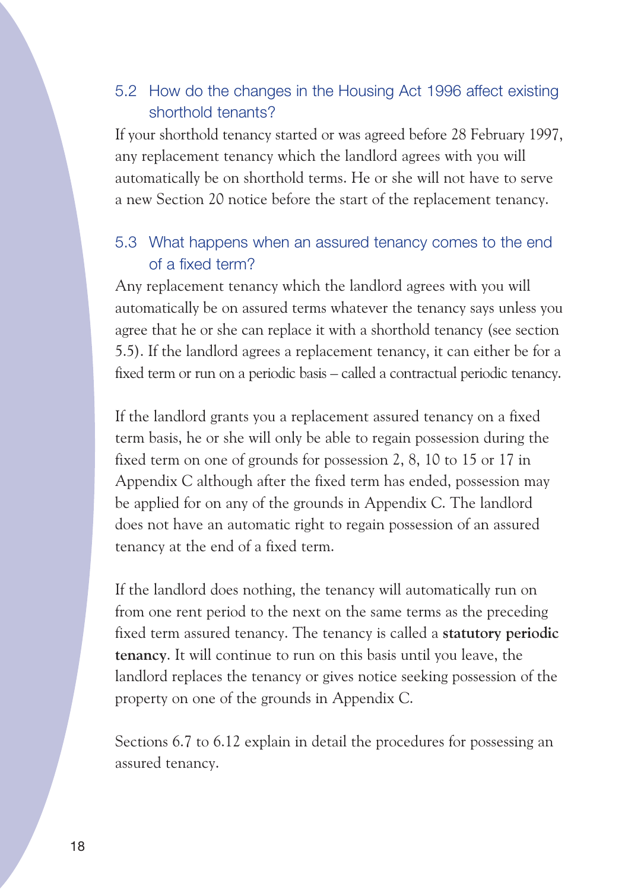### 5.2 How do the changes in the Housing Act 1996 affect existing shorthold tenants?

If your shorthold tenancy started or was agreed before 28 February 1997, any replacement tenancy which the landlord agrees with you will automatically be on shorthold terms. He or she will not have to serve a new Section 20 notice before the start of the replacement tenancy.

### 5.3 What happens when an assured tenancy comes to the end of a fixed term?

Any replacement tenancy which the landlord agrees with you will automatically be on assured terms whatever the tenancy says unless you agree that he or she can replace it with a shorthold tenancy (see section 5.5). If the landlord agrees a replacement tenancy, it can either be for a fixed term or run on a periodic basis – called a contractual periodic tenancy.

If the landlord grants you a replacement assured tenancy on a fixed term basis, he or she will only be able to regain possession during the fixed term on one of grounds for possession 2, 8, 10 to 15 or 17 in Appendix C although after the fixed term has ended, possession may be applied for on any of the grounds in Appendix C. The landlord does not have an automatic right to regain possession of an assured tenancy at the end of a fixed term.

If the landlord does nothing, the tenancy will automatically run on from one rent period to the next on the same terms as the preceding fixed term assured tenancy. The tenancy is called a **statutory periodic tenancy**. It will continue to run on this basis until you leave, the landlord replaces the tenancy or gives notice seeking possession of the property on one of the grounds in Appendix C.

Sections 6.7 to 6.12 explain in detail the procedures for possessing an assured tenancy.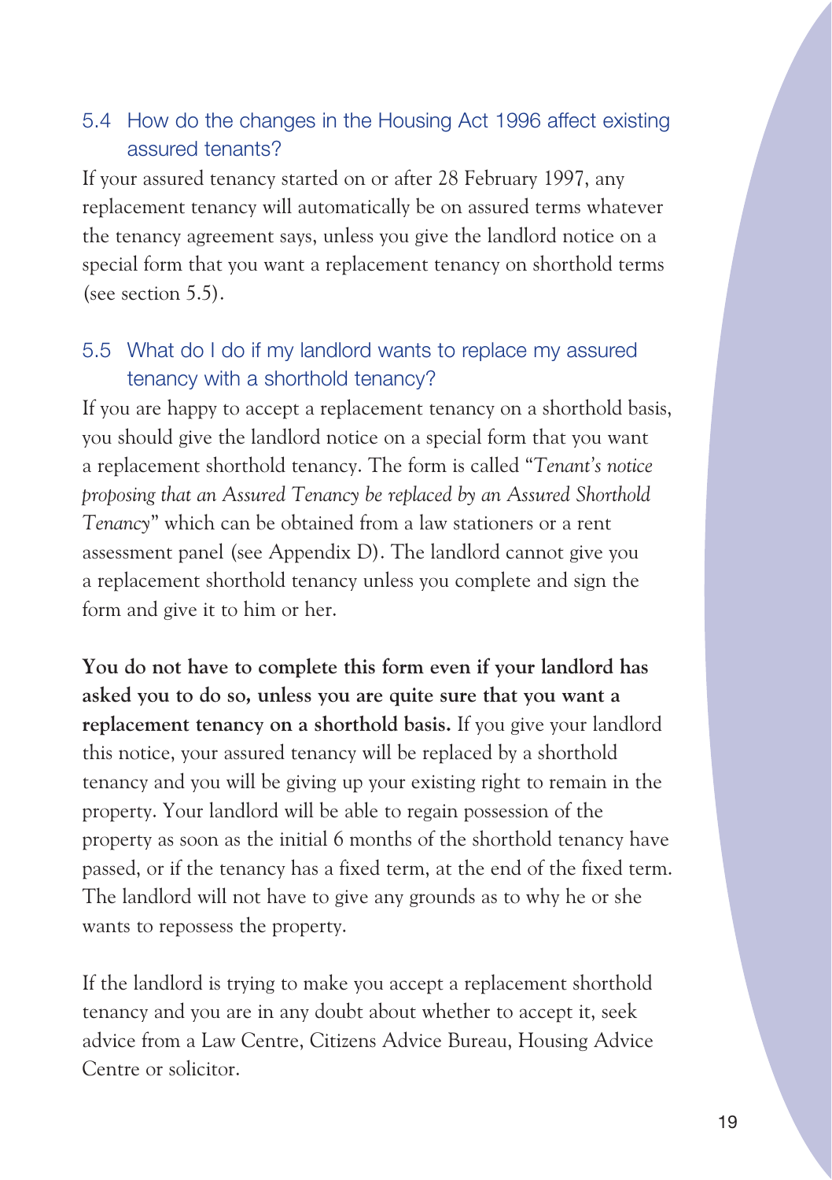### 5.4 How do the changes in the Housing Act 1996 affect existing assured tenants?

If your assured tenancy started on or after 28 February 1997, any replacement tenancy will automatically be on assured terms whatever the tenancy agreement says, unless you give the landlord notice on a special form that you want a replacement tenancy on shorthold terms (see section 5.5).

### 5.5 What do I do if my landlord wants to replace my assured tenancy with a shorthold tenancy?

If you are happy to accept a replacement tenancy on a shorthold basis, you should give the landlord notice on a special form that you want a replacement shorthold tenancy. The form is called "*Tenant's notice proposing that an Assured Tenancy be replaced by an Assured Shorthold Tenancy*" which can be obtained from a law stationers or a rent assessment panel (see Appendix D). The landlord cannot give you a replacement shorthold tenancy unless you complete and sign the form and give it to him or her.

**You do not have to complete this form even if your landlord has asked you to do so, unless you are quite sure that you want a replacement tenancy on a shorthold basis.** If you give your landlord this notice, your assured tenancy will be replaced by a shorthold tenancy and you will be giving up your existing right to remain in the property. Your landlord will be able to regain possession of the property as soon as the initial 6 months of the shorthold tenancy have passed, or if the tenancy has a fixed term, at the end of the fixed term. The landlord will not have to give any grounds as to why he or she wants to repossess the property.

If the landlord is trying to make you accept a replacement shorthold tenancy and you are in any doubt about whether to accept it, seek advice from a Law Centre, Citizens Advice Bureau, Housing Advice Centre or solicitor.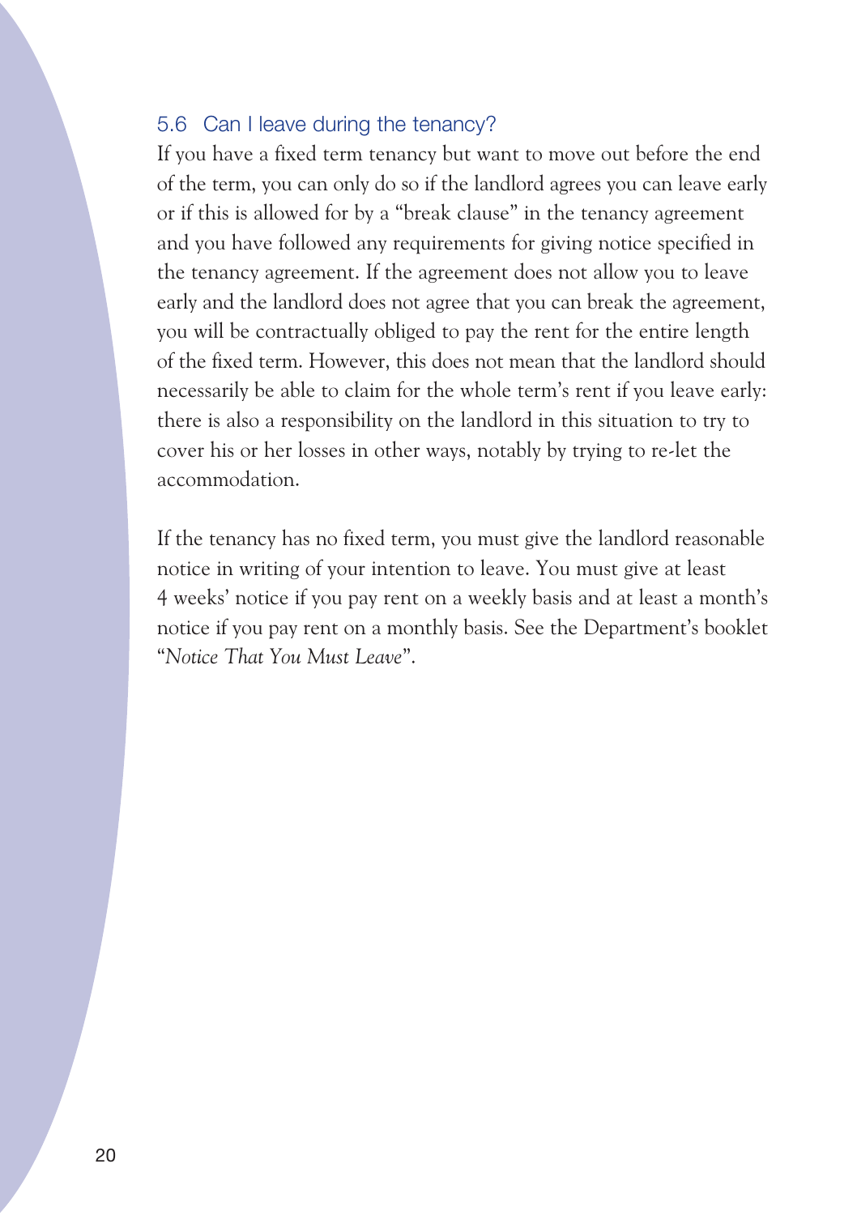### 5.6 Can I leave during the tenancy?

If you have a fixed term tenancy but want to move out before the end of the term, you can only do so if the landlord agrees you can leave early or if this is allowed for by a "break clause" in the tenancy agreement and you have followed any requirements for giving notice specified in the tenancy agreement. If the agreement does not allow you to leave early and the landlord does not agree that you can break the agreement, you will be contractually obliged to pay the rent for the entire length of the fixed term. However, this does not mean that the landlord should necessarily be able to claim for the whole term's rent if you leave early: there is also a responsibility on the landlord in this situation to try to cover his or her losses in other ways, notably by trying to re-let the accommodation.

If the tenancy has no fixed term, you must give the landlord reasonable notice in writing of your intention to leave. You must give at least 4 weeks' notice if you pay rent on a weekly basis and at least a month's notice if you pay rent on a monthly basis. See the Department's booklet "*Notice That You Must Leave*".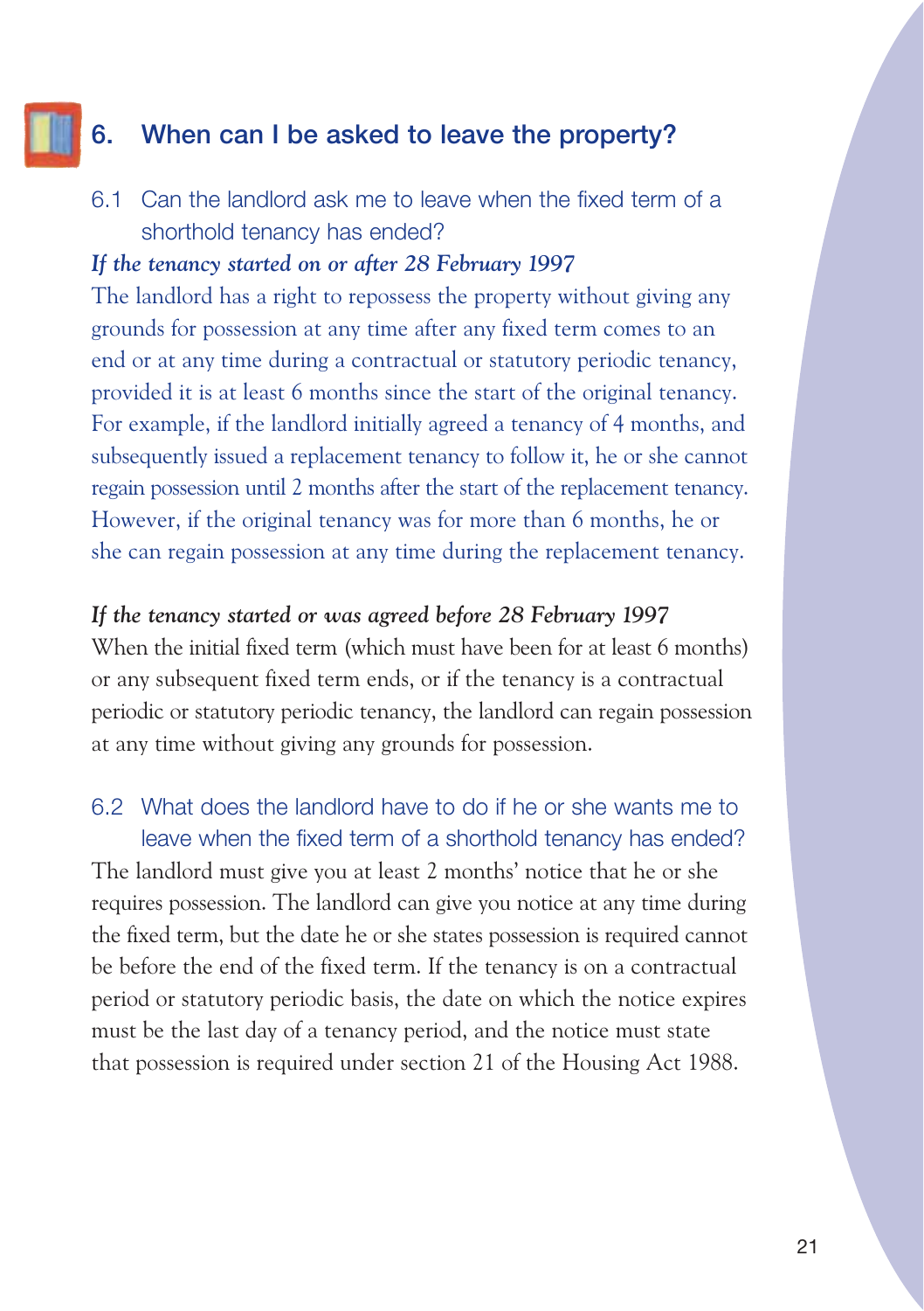## 6. When can I be asked to leave the property?

### 6.1 Can the landlord ask me to leave when the fixed term of a shorthold tenancy has ended?

***If the tenancy started on or after 28 February 1997***

The landlord has a right to repossess the property without giving any grounds for possession at any time after any fixed term comes to an end or at any time during a contractual or statutory periodic tenancy, provided it is at least 6 months since the start of the original tenancy. For example, if the landlord initially agreed a tenancy of 4 months, and subsequently issued a replacement tenancy to follow it, he or she cannot regain possession until 2 months after the start of the replacement tenancy. However, if the original tenancy was for more than 6 months, he or she can regain possession at any time during the replacement tenancy.

***If the tenancy started or was agreed before 28 February 1997***

When the initial fixed term (which must have been for at least 6 months) or any subsequent fixed term ends, or if the tenancy is a contractual periodic or statutory periodic tenancy, the landlord can regain possession at any time without giving any grounds for possession.

### 6.2 What does the landlord have to do if he or she wants me to leave when the fixed term of a shorthold tenancy has ended?

The landlord must give you at least 2 months' notice that he or she requires possession. The landlord can give you notice at any time during the fixed term, but the date he or she states possession is required cannot be before the end of the fixed term. If the tenancy is on a contractual period or statutory periodic basis, the date on which the notice expires must be the last day of a tenancy period, and the notice must state that possession is required under section 21 of the Housing Act 1988.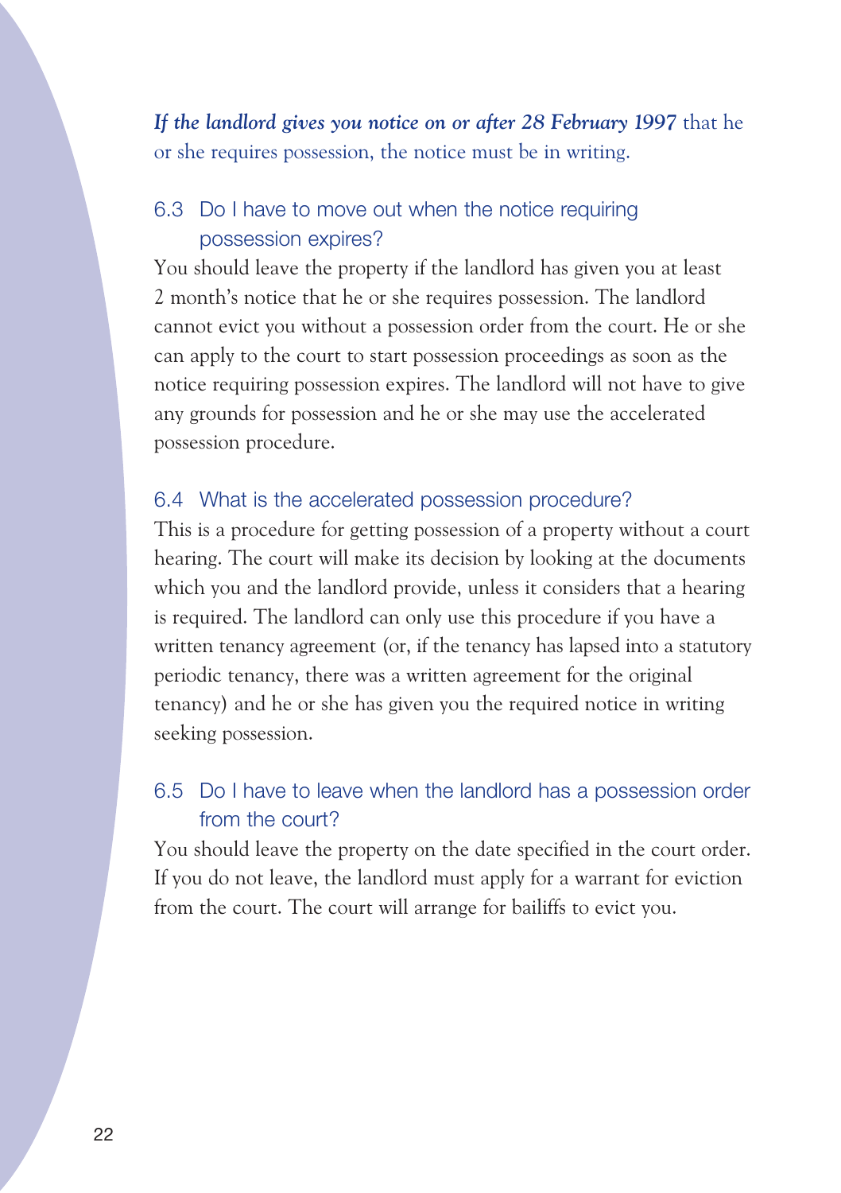***If the landlord gives you notice on or after 28 February 1997*** that he or she requires possession, the notice must be in writing.

### 6.3 Do I have to move out when the notice requiring possession expires?

You should leave the property if the landlord has given you at least 2 month's notice that he or she requires possession. The landlord cannot evict you without a possession order from the court. He or she can apply to the court to start possession proceedings as soon as the notice requiring possession expires. The landlord will not have to give any grounds for possession and he or she may use the accelerated possession procedure.

### 6.4 What is the accelerated possession procedure?

This is a procedure for getting possession of a property without a court hearing. The court will make its decision by looking at the documents which you and the landlord provide, unless it considers that a hearing is required. The landlord can only use this procedure if you have a written tenancy agreement (or, if the tenancy has lapsed into a statutory periodic tenancy, there was a written agreement for the original tenancy) and he or she has given you the required notice in writing seeking possession.

### 6.5 Do I have to leave when the landlord has a possession order from the court?

You should leave the property on the date specified in the court order. If you do not leave, the landlord must apply for a warrant for eviction from the court. The court will arrange for bailiffs to evict you.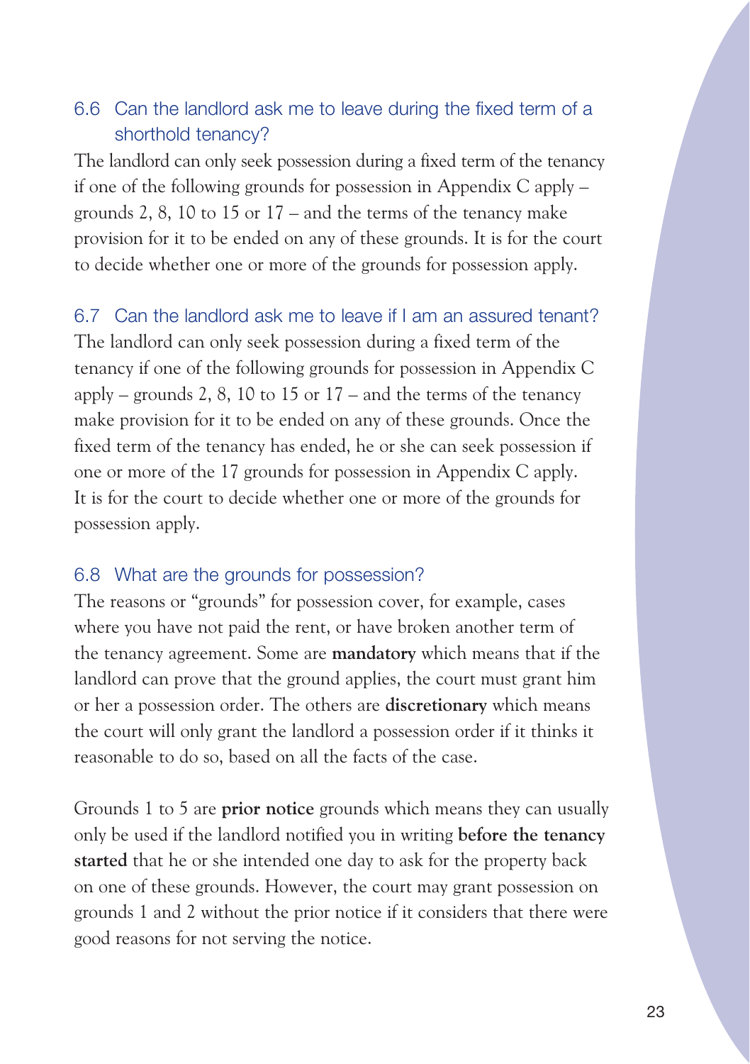### 6.6 Can the landlord ask me to leave during the fixed term of a shorthold tenancy?

The landlord can only seek possession during a fixed term of the tenancy if one of the following grounds for possession in Appendix C apply – grounds 2, 8, 10 to 15 or 17 – and the terms of the tenancy make provision for it to be ended on any of these grounds. It is for the court to decide whether one or more of the grounds for possession apply.

### 6.7 Can the landlord ask me to leave if I am an assured tenant?

The landlord can only seek possession during a fixed term of the tenancy if one of the following grounds for possession in Appendix C apply – grounds 2, 8, 10 to 15 or 17 – and the terms of the tenancy make provision for it to be ended on any of these grounds. Once the fixed term of the tenancy has ended, he or she can seek possession if one or more of the 17 grounds for possession in Appendix C apply. It is for the court to decide whether one or more of the grounds for possession apply.

### 6.8 What are the grounds for possession?

The reasons or "grounds" for possession cover, for example, cases where you have not paid the rent, or have broken another term of the tenancy agreement. Some are **mandatory** which means that if the landlord can prove that the ground applies, the court must grant him or her a possession order. The others are **discretionary** which means the court will only grant the landlord a possession order if it thinks it reasonable to do so, based on all the facts of the case.

Grounds 1 to 5 are **prior notice** grounds which means they can usually only be used if the landlord notified you in writing **before the tenancy started** that he or she intended one day to ask for the property back on one of these grounds. However, the court may grant possession on grounds 1 and 2 without the prior notice if it considers that there were good reasons for not serving the notice.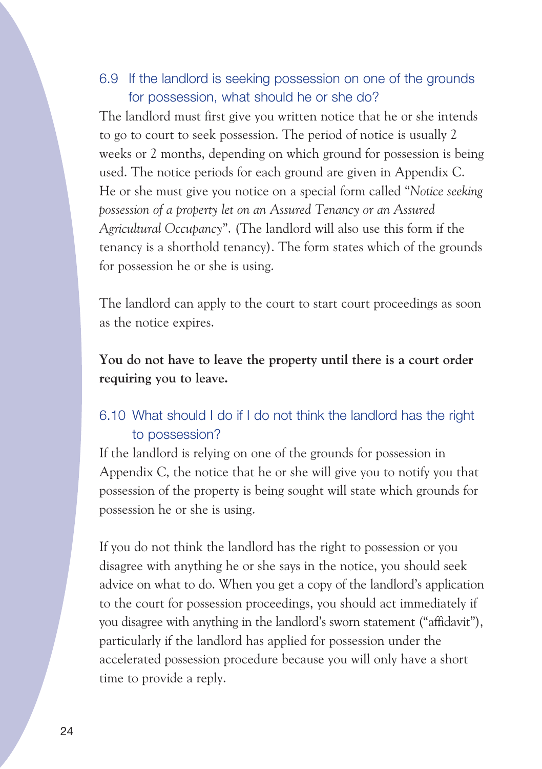### 6.9 If the landlord is seeking possession on one of the grounds for possession, what should he or she do?

The landlord must first give you written notice that he or she intends to go to court to seek possession. The period of notice is usually 2 weeks or 2 months, depending on which ground for possession is being used. The notice periods for each ground are given in Appendix C. He or she must give you notice on a special form called "*Notice seeking possession of a property let on an Assured Tenancy or an Assured Agricultural Occupancy*". (The landlord will also use this form if the tenancy is a shorthold tenancy). The form states which of the grounds for possession he or she is using.

The landlord can apply to the court to start court proceedings as soon as the notice expires.

**You do not have to leave the property until there is a court order requiring you to leave.**

### 6.10 What should I do if I do not think the landlord has the right to possession?

If the landlord is relying on one of the grounds for possession in Appendix C, the notice that he or she will give you to notify you that possession of the property is being sought will state which grounds for possession he or she is using.

If you do not think the landlord has the right to possession or you disagree with anything he or she says in the notice, you should seek advice on what to do. When you get a copy of the landlord's application to the court for possession proceedings, you should act immediately if you disagree with anything in the landlord's sworn statement ("affidavit"), particularly if the landlord has applied for possession under the accelerated possession procedure because you will only have a short time to provide a reply.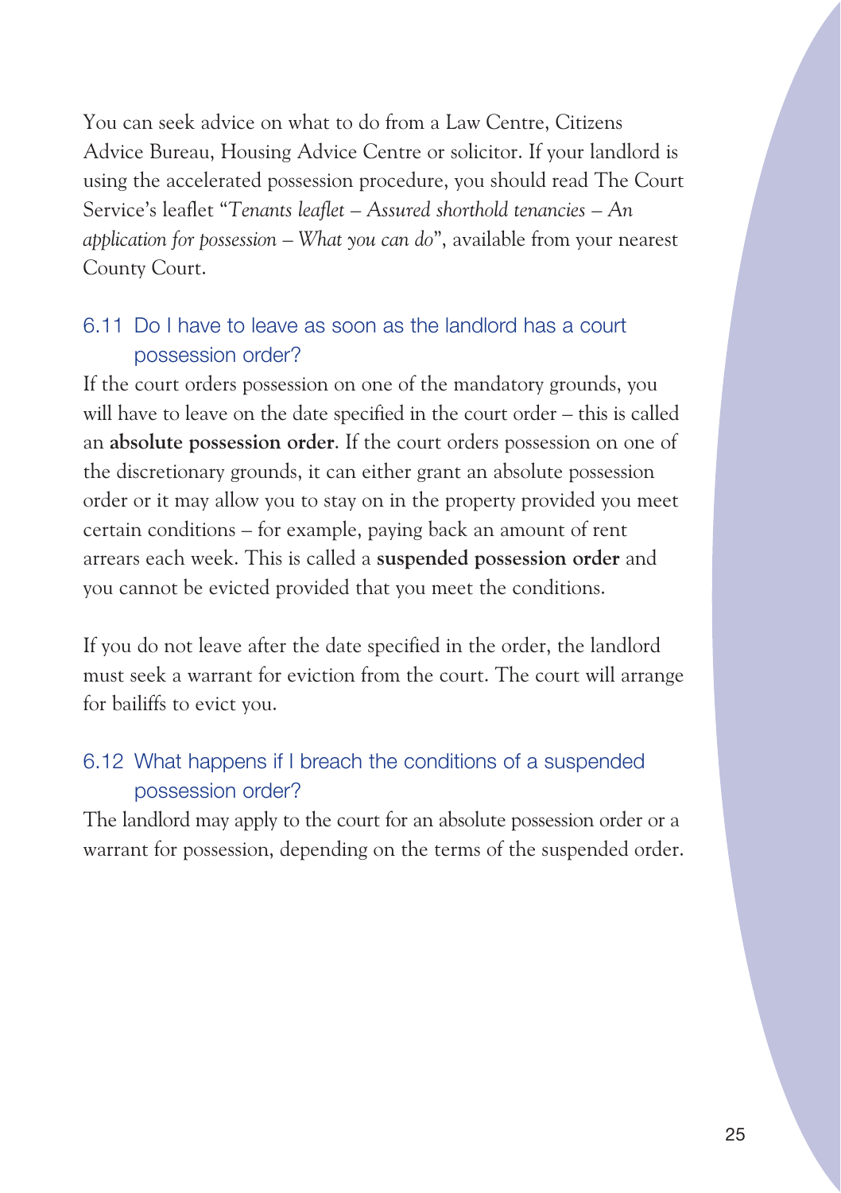You can seek advice on what to do from a Law Centre, Citizens Advice Bureau, Housing Advice Centre or solicitor. If your landlord is using the accelerated possession procedure, you should read The Court Service's leaflet "*Tenants leaflet – Assured shorthold tenancies – An application for possession – What you can do*", available from your nearest County Court.

### 6.11 Do I have to leave as soon as the landlord has a court possession order?

If the court orders possession on one of the mandatory grounds, you will have to leave on the date specified in the court order – this is called an **absolute possession order**. If the court orders possession on one of the discretionary grounds, it can either grant an absolute possession order or it may allow you to stay on in the property provided you meet certain conditions – for example, paying back an amount of rent arrears each week. This is called a **suspended possession order** and you cannot be evicted provided that you meet the conditions.

If you do not leave after the date specified in the order, the landlord must seek a warrant for eviction from the court. The court will arrange for bailiffs to evict you.

### 6.12 What happens if I breach the conditions of a suspended possession order?

The landlord may apply to the court for an absolute possession order or a warrant for possession, depending on the terms of the suspended order.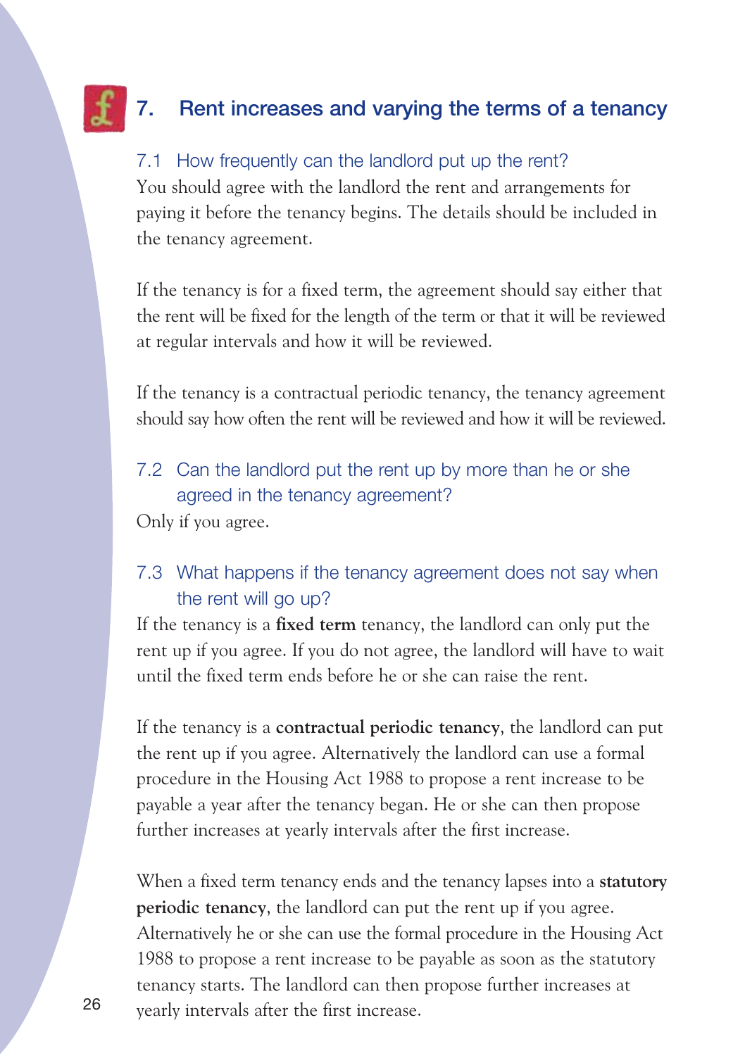## 7. Rent increases and varying the terms of a tenancy

### 7.1 How frequently can the landlord put up the rent?

You should agree with the landlord the rent and arrangements for paying it before the tenancy begins. The details should be included in the tenancy agreement.

If the tenancy is for a fixed term, the agreement should say either that the rent will be fixed for the length of the term or that it will be reviewed at regular intervals and how it will be reviewed.

If the tenancy is a contractual periodic tenancy, the tenancy agreement should say how often the rent will be reviewed and how it will be reviewed.

### 7.2 Can the landlord put the rent up by more than he or she agreed in the tenancy agreement?

Only if you agree.

### 7.3 What happens if the tenancy agreement does not say when the rent will go up?

If the tenancy is a **fixed term** tenancy, the landlord can only put the rent up if you agree. If you do not agree, the landlord will have to wait until the fixed term ends before he or she can raise the rent.

If the tenancy is a **contractual periodic tenancy**, the landlord can put the rent up if you agree. Alternatively the landlord can use a formal procedure in the Housing Act 1988 to propose a rent increase to be payable a year after the tenancy began. He or she can then propose further increases at yearly intervals after the first increase.

When a fixed term tenancy ends and the tenancy lapses into a **statutory periodic tenancy**, the landlord can put the rent up if you agree. Alternatively he or she can use the formal procedure in the Housing Act 1988 to propose a rent increase to be payable as soon as the statutory tenancy starts. The landlord can then propose further increases at yearly intervals after the first increase.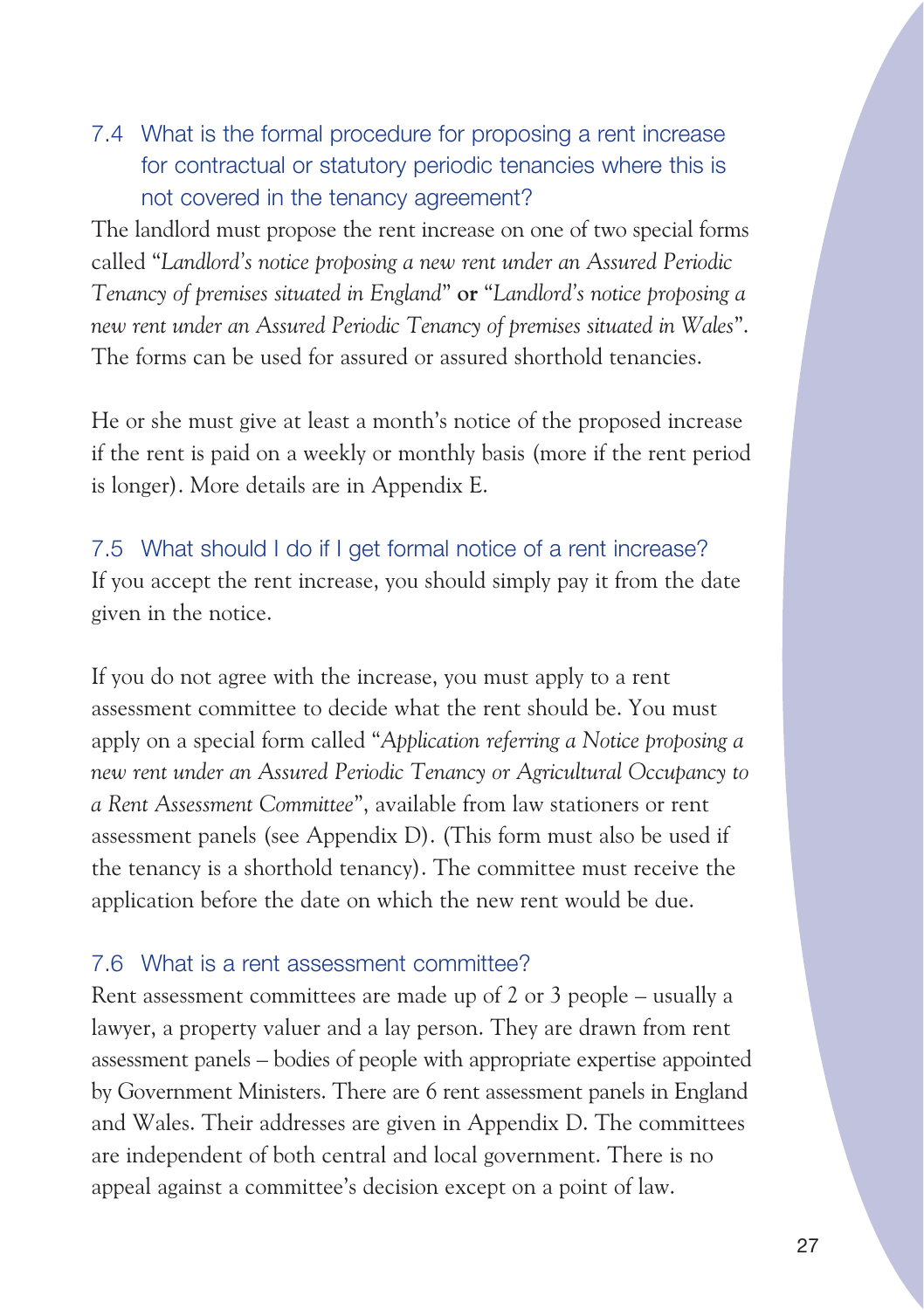### 7.4 What is the formal procedure for proposing a rent increase for contractual or statutory periodic tenancies where this is not covered in the tenancy agreement?

The landlord must propose the rent increase on one of two special forms called "*Landlord's notice proposing a new rent under an Assured Periodic Tenancy of premises situated in England*" **or** "*Landlord's notice proposing a new rent under an Assured Periodic Tenancy of premises situated in Wales*". The forms can be used for assured or assured shorthold tenancies.

He or she must give at least a month's notice of the proposed increase if the rent is paid on a weekly or monthly basis (more if the rent period is longer). More details are in Appendix E.

### 7.5 What should I do if I get formal notice of a rent increase?

If you accept the rent increase, you should simply pay it from the date given in the notice.

If you do not agree with the increase, you must apply to a rent assessment committee to decide what the rent should be. You must apply on a special form called "*Application referring a Notice proposing a new rent under an Assured Periodic Tenancy or Agricultural Occupancy to a Rent Assessment Committee*", available from law stationers or rent assessment panels (see Appendix D). (This form must also be used if the tenancy is a shorthold tenancy). The committee must receive the application before the date on which the new rent would be due.

### 7.6 What is a rent assessment committee?

Rent assessment committees are made up of 2 or 3 people – usually a lawyer, a property valuer and a lay person. They are drawn from rent assessment panels – bodies of people with appropriate expertise appointed by Government Ministers. There are 6 rent assessment panels in England and Wales. Their addresses are given in Appendix D. The committees are independent of both central and local government. There is no appeal against a committee's decision except on a point of law.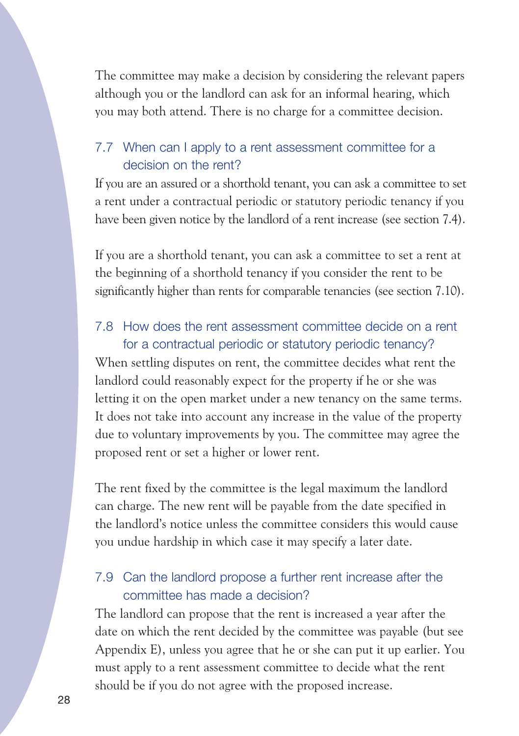The committee may make a decision by considering the relevant papers although you or the landlord can ask for an informal hearing, which you may both attend. There is no charge for a committee decision.

### 7.7 When can I apply to a rent assessment committee for a decision on the rent?

If you are an assured or a shorthold tenant, you can ask a committee to set a rent under a contractual periodic or statutory periodic tenancy if you have been given notice by the landlord of a rent increase (see section 7.4).

If you are a shorthold tenant, you can ask a committee to set a rent at the beginning of a shorthold tenancy if you consider the rent to be significantly higher than rents for comparable tenancies (see section 7.10).

### 7.8 How does the rent assessment committee decide on a rent for a contractual periodic or statutory periodic tenancy?

When settling disputes on rent, the committee decides what rent the landlord could reasonably expect for the property if he or she was letting it on the open market under a new tenancy on the same terms. It does not take into account any increase in the value of the property due to voluntary improvements by you. The committee may agree the proposed rent or set a higher or lower rent.

The rent fixed by the committee is the legal maximum the landlord can charge. The new rent will be payable from the date specified in the landlord's notice unless the committee considers this would cause you undue hardship in which case it may specify a later date.

### 7.9 Can the landlord propose a further rent increase after the committee has made a decision?

The landlord can propose that the rent is increased a year after the date on which the rent decided by the committee was payable (but see Appendix E), unless you agree that he or she can put it up earlier. You must apply to a rent assessment committee to decide what the rent should be if you do not agree with the proposed increase.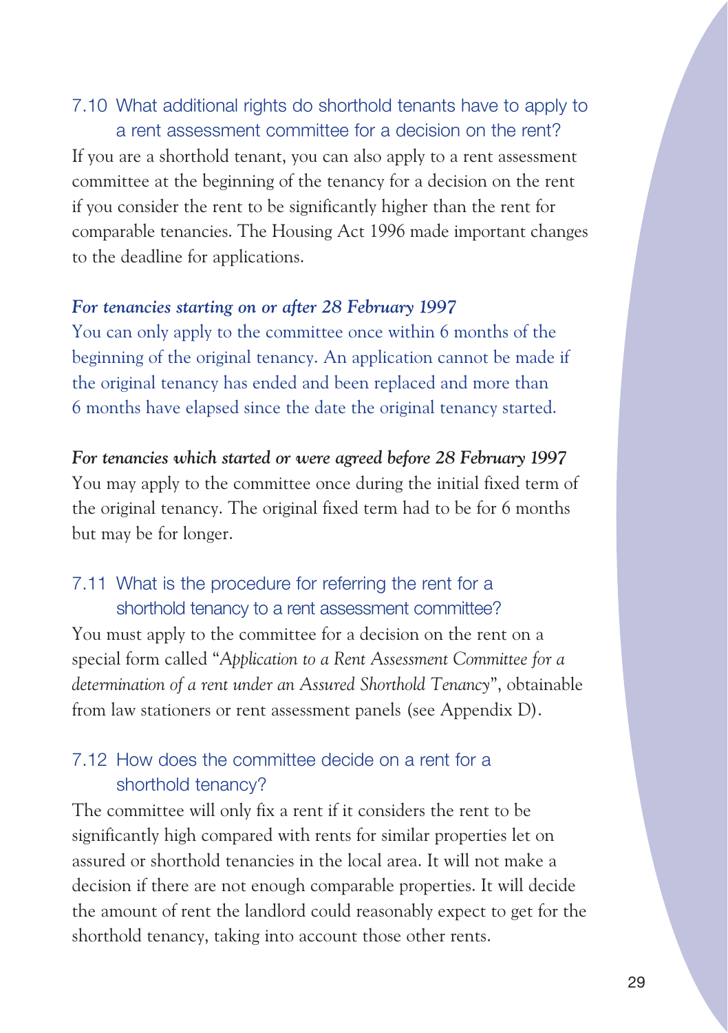### 7.10 What additional rights do shorthold tenants have to apply to a rent assessment committee for a decision on the rent?

If you are a shorthold tenant, you can also apply to a rent assessment committee at the beginning of the tenancy for a decision on the rent if you consider the rent to be significantly higher than the rent for comparable tenancies. The Housing Act 1996 made important changes to the deadline for applications.

***For tenancies starting on or after 28 February 1997***

You can only apply to the committee once within 6 months of the beginning of the original tenancy. An application cannot be made if the original tenancy has ended and been replaced and more than 6 months have elapsed since the date the original tenancy started.

***For tenancies which started or were agreed before 28 February 1997***

You may apply to the committee once during the initial fixed term of the original tenancy. The original fixed term had to be for 6 months but may be for longer.

### 7.11 What is the procedure for referring the rent for a shorthold tenancy to a rent assessment committee?

You must apply to the committee for a decision on the rent on a special form called "*Application to a Rent Assessment Committee for a determination of a rent under an Assured Shorthold Tenancy*", obtainable from law stationers or rent assessment panels (see Appendix D).

### 7.12 How does the committee decide on a rent for a shorthold tenancy?

The committee will only fix a rent if it considers the rent to be significantly high compared with rents for similar properties let on assured or shorthold tenancies in the local area. It will not make a decision if there are not enough comparable properties. It will decide the amount of rent the landlord could reasonably expect to get for the shorthold tenancy, taking into account those other rents.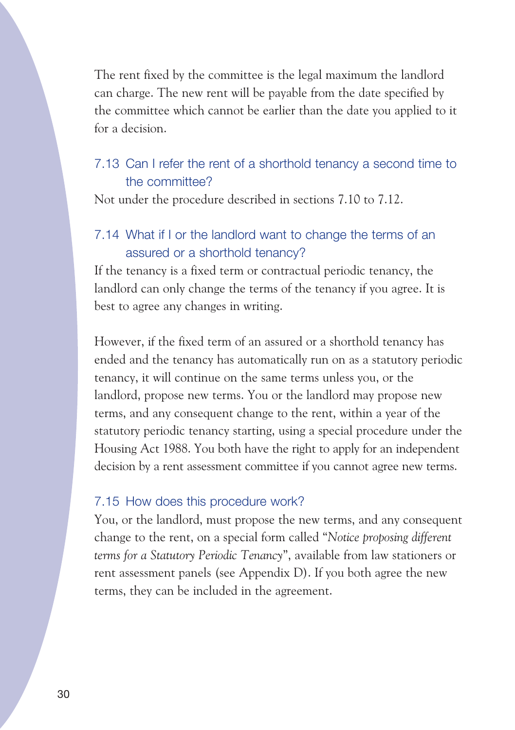The rent fixed by the committee is the legal maximum the landlord can charge. The new rent will be payable from the date specified by the committee which cannot be earlier than the date you applied to it for a decision.

### 7.13 Can I refer the rent of a shorthold tenancy a second time to the committee?

Not under the procedure described in sections 7.10 to 7.12.

### 7.14 What if I or the landlord want to change the terms of an assured or a shorthold tenancy?

If the tenancy is a fixed term or contractual periodic tenancy, the landlord can only change the terms of the tenancy if you agree. It is best to agree any changes in writing.

However, if the fixed term of an assured or a shorthold tenancy has ended and the tenancy has automatically run on as a statutory periodic tenancy, it will continue on the same terms unless you, or the landlord, propose new terms. You or the landlord may propose new terms, and any consequent change to the rent, within a year of the statutory periodic tenancy starting, using a special procedure under the Housing Act 1988. You both have the right to apply for an independent decision by a rent assessment committee if you cannot agree new terms.

### 7.15 How does this procedure work?

You, or the landlord, must propose the new terms, and any consequent change to the rent, on a special form called "*Notice proposing different terms for a Statutory Periodic Tenancy*", available from law stationers or rent assessment panels (see Appendix D). If you both agree the new terms, they can be included in the agreement.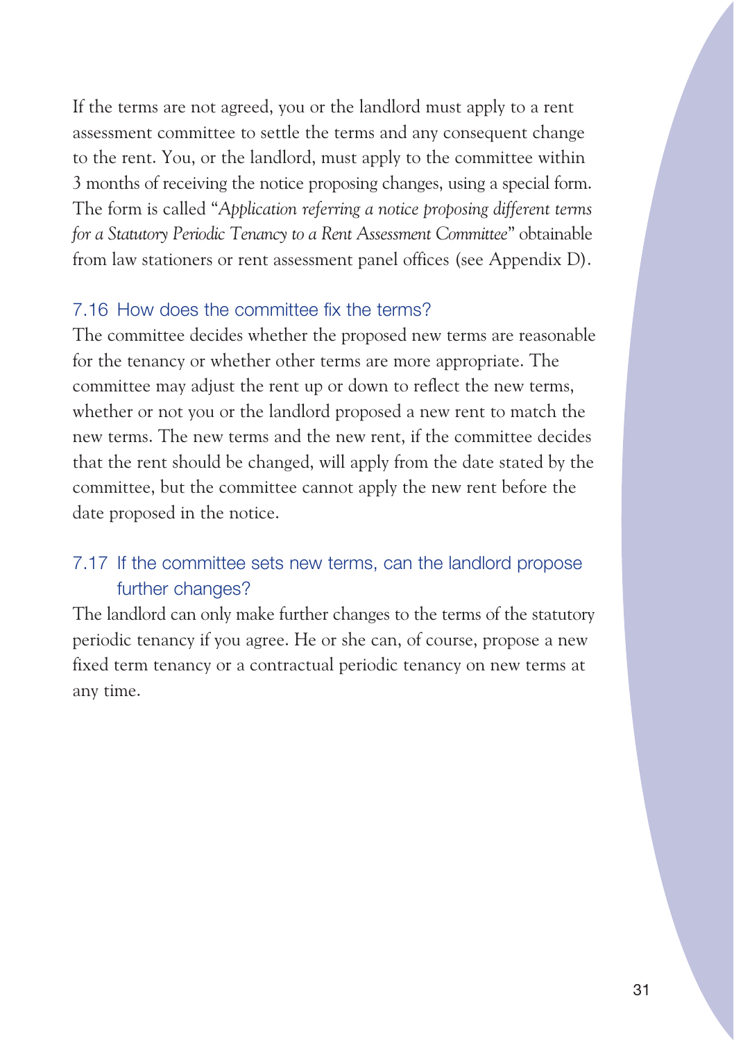If the terms are not agreed, you or the landlord must apply to a rent assessment committee to settle the terms and any consequent change to the rent. You, or the landlord, must apply to the committee within 3 months of receiving the notice proposing changes, using a special form. The form is called "*Application referring a notice proposing different terms for a Statutory Periodic Tenancy to a Rent Assessment Committee*" obtainable from law stationers or rent assessment panel offices (see Appendix D).

### 7.16 How does the committee fix the terms?

The committee decides whether the proposed new terms are reasonable for the tenancy or whether other terms are more appropriate. The committee may adjust the rent up or down to reflect the new terms, whether or not you or the landlord proposed a new rent to match the new terms. The new terms and the new rent, if the committee decides that the rent should be changed, will apply from the date stated by the committee, but the committee cannot apply the new rent before the date proposed in the notice.

### 7.17 If the committee sets new terms, can the landlord propose further changes?

The landlord can only make further changes to the terms of the statutory periodic tenancy if you agree. He or she can, of course, propose a new fixed term tenancy or a contractual periodic tenancy on new terms at any time.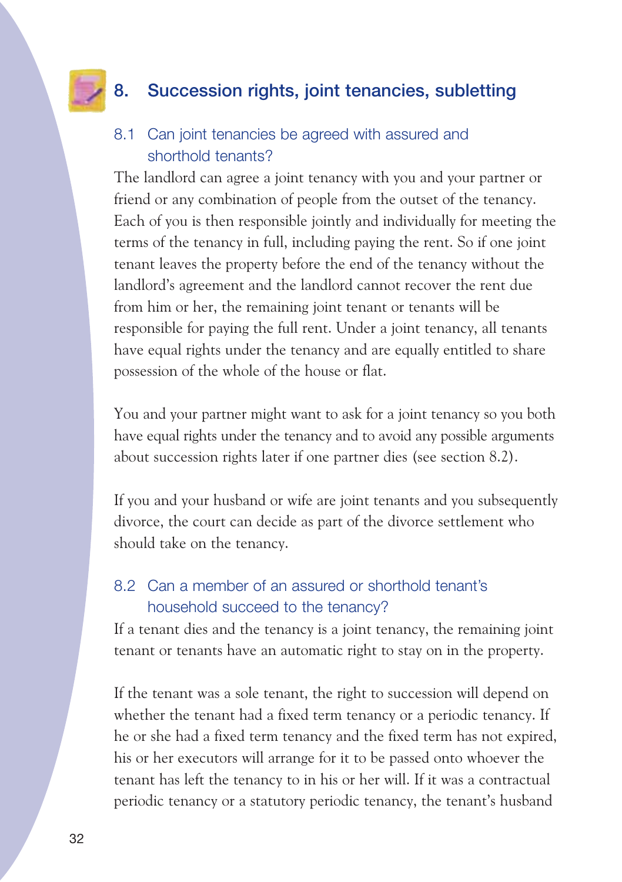## 8. Succession rights, joint tenancies, subletting

### 8.1 Can joint tenancies be agreed with assured and shorthold tenants?

The landlord can agree a joint tenancy with you and your partner or friend or any combination of people from the outset of the tenancy. Each of you is then responsible jointly and individually for meeting the terms of the tenancy in full, including paying the rent. So if one joint tenant leaves the property before the end of the tenancy without the landlord's agreement and the landlord cannot recover the rent due from him or her, the remaining joint tenant or tenants will be responsible for paying the full rent. Under a joint tenancy, all tenants have equal rights under the tenancy and are equally entitled to share possession of the whole of the house or flat.

You and your partner might want to ask for a joint tenancy so you both have equal rights under the tenancy and to avoid any possible arguments about succession rights later if one partner dies (see section 8.2).

If you and your husband or wife are joint tenants and you subsequently divorce, the court can decide as part of the divorce settlement who should take on the tenancy.

### 8.2 Can a member of an assured or shorthold tenant's household succeed to the tenancy?

If a tenant dies and the tenancy is a joint tenancy, the remaining joint tenant or tenants have an automatic right to stay on in the property.

If the tenant was a sole tenant, the right to succession will depend on whether the tenant had a fixed term tenancy or a periodic tenancy. If he or she had a fixed term tenancy and the fixed term has not expired, his or her executors will arrange for it to be passed onto whoever the tenant has left the tenancy to in his or her will. If it was a contractual periodic tenancy or a statutory periodic tenancy, the tenant's husband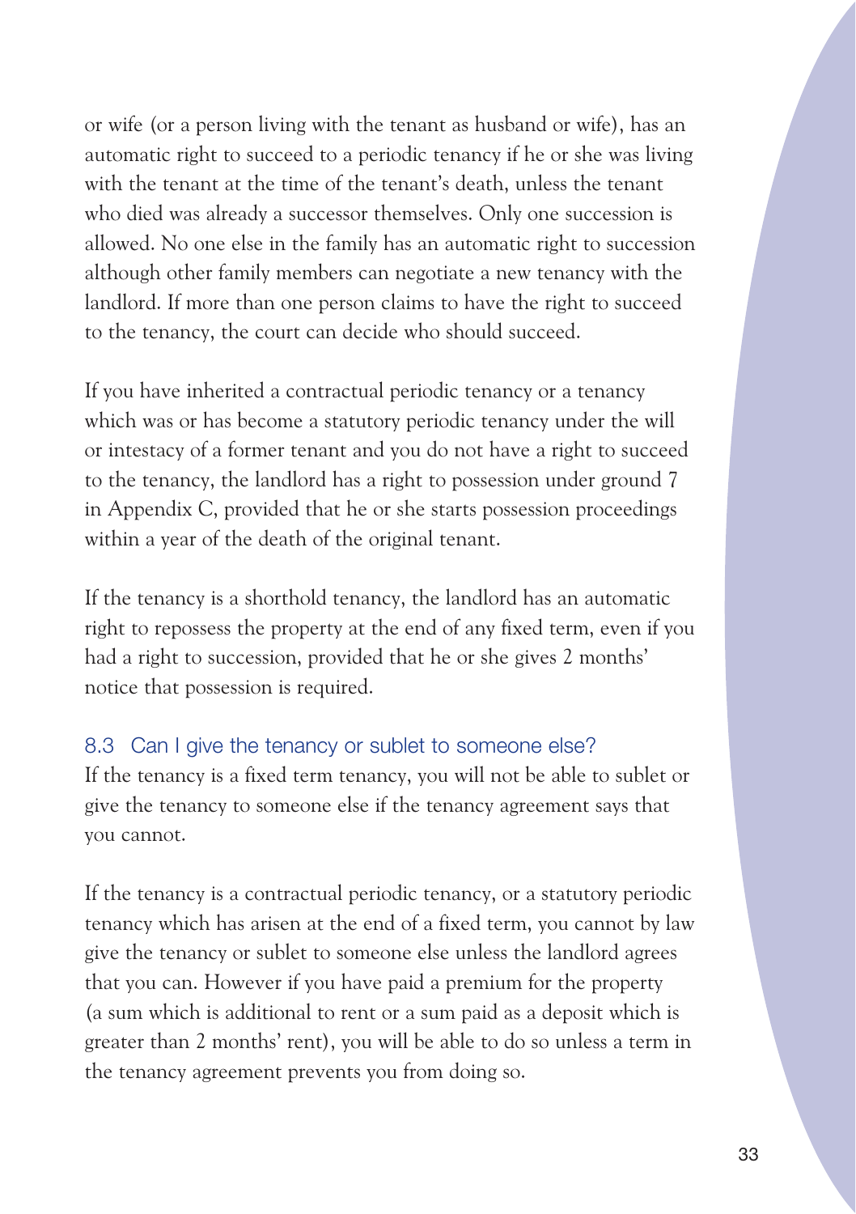or wife (or a person living with the tenant as husband or wife), has an automatic right to succeed to a periodic tenancy if he or she was living with the tenant at the time of the tenant's death, unless the tenant who died was already a successor themselves. Only one succession is allowed. No one else in the family has an automatic right to succession although other family members can negotiate a new tenancy with the landlord. If more than one person claims to have the right to succeed to the tenancy, the court can decide who should succeed.

If you have inherited a contractual periodic tenancy or a tenancy which was or has become a statutory periodic tenancy under the will or intestacy of a former tenant and you do not have a right to succeed to the tenancy, the landlord has a right to possession under ground 7 in Appendix C, provided that he or she starts possession proceedings within a year of the death of the original tenant.

If the tenancy is a shorthold tenancy, the landlord has an automatic right to repossess the property at the end of any fixed term, even if you had a right to succession, provided that he or she gives 2 months' notice that possession is required.

### 8.3 Can I give the tenancy or sublet to someone else?

If the tenancy is a fixed term tenancy, you will not be able to sublet or give the tenancy to someone else if the tenancy agreement says that you cannot.

If the tenancy is a contractual periodic tenancy, or a statutory periodic tenancy which has arisen at the end of a fixed term, you cannot by law give the tenancy or sublet to someone else unless the landlord agrees that you can. However if you have paid a premium for the property (a sum which is additional to rent or a sum paid as a deposit which is greater than 2 months' rent), you will be able to do so unless a term in the tenancy agreement prevents you from doing so.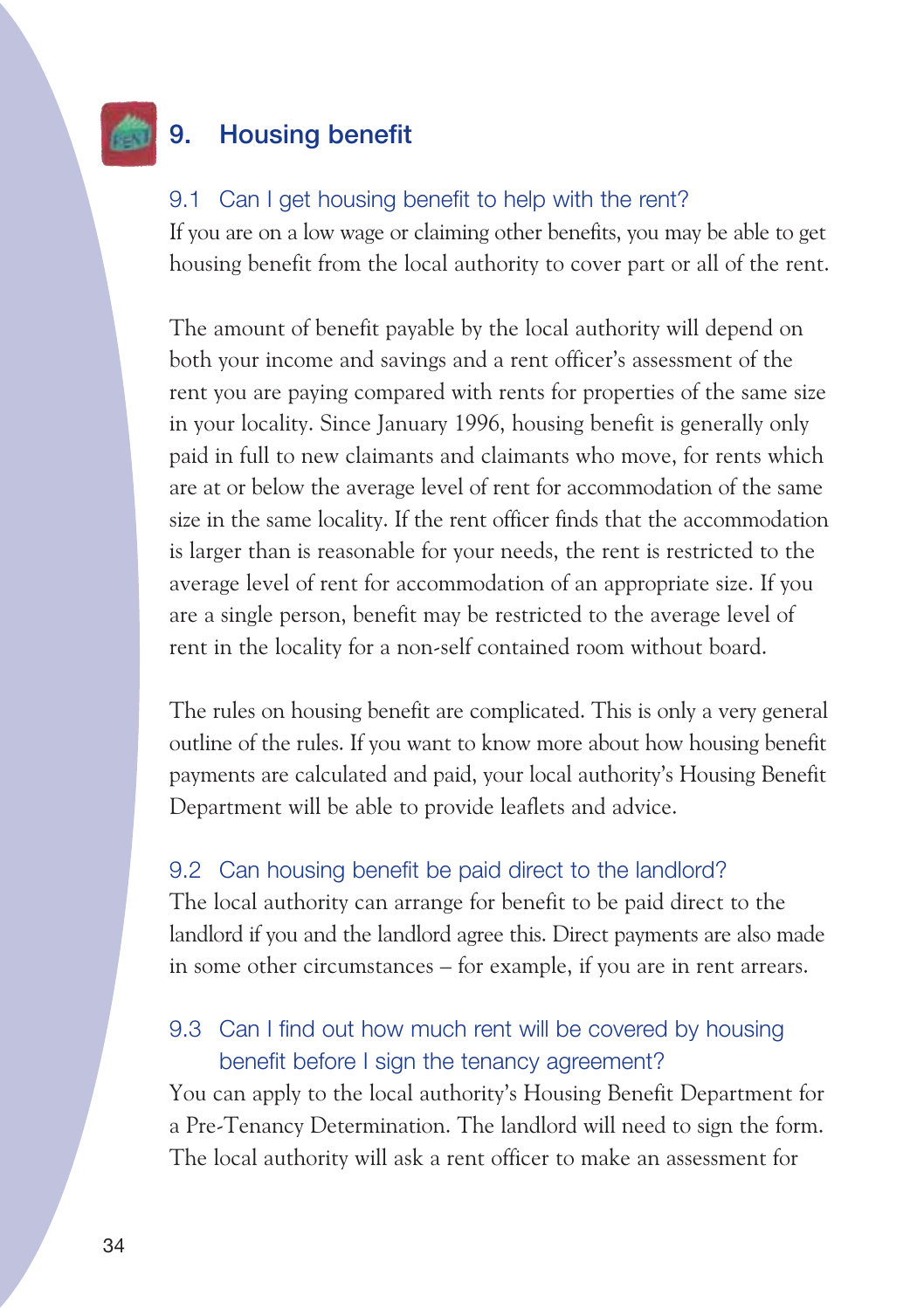## 9. Housing benefit

### 9.1 Can I get housing benefit to help with the rent?

If you are on a low wage or claiming other benefits, you may be able to get housing benefit from the local authority to cover part or all of the rent.

The amount of benefit payable by the local authority will depend on both your income and savings and a rent officer's assessment of the rent you are paying compared with rents for properties of the same size in your locality. Since January 1996, housing benefit is generally only paid in full to new claimants and claimants who move, for rents which are at or below the average level of rent for accommodation of the same size in the same locality. If the rent officer finds that the accommodation is larger than is reasonable for your needs, the rent is restricted to the average level of rent for accommodation of an appropriate size. If you are a single person, benefit may be restricted to the average level of rent in the locality for a non-self contained room without board.

The rules on housing benefit are complicated. This is only a very general outline of the rules. If you want to know more about how housing benefit payments are calculated and paid, your local authority's Housing Benefit Department will be able to provide leaflets and advice.

### 9.2 Can housing benefit be paid direct to the landlord?

The local authority can arrange for benefit to be paid direct to the landlord if you and the landlord agree this. Direct payments are also made in some other circumstances – for example, if you are in rent arrears.

### 9.3 Can I find out how much rent will be covered by housing benefit before I sign the tenancy agreement?

You can apply to the local authority's Housing Benefit Department for a Pre-Tenancy Determination. The landlord will need to sign the form. The local authority will ask a rent officer to make an assessment for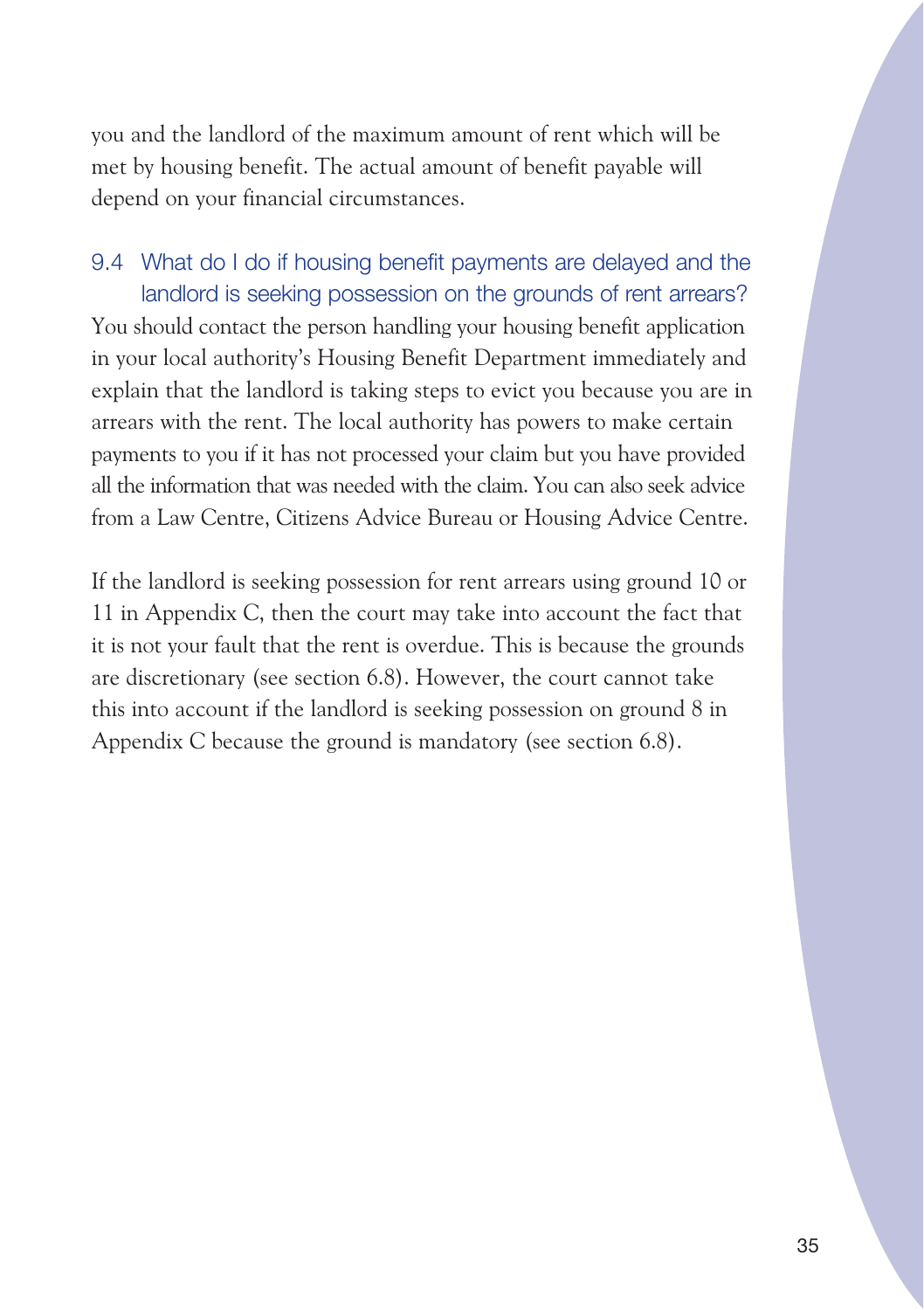you and the landlord of the maximum amount of rent which will be met by housing benefit. The actual amount of benefit payable will depend on your financial circumstances.

### 9.4 What do I do if housing benefit payments are delayed and the landlord is seeking possession on the grounds of rent arrears?

You should contact the person handling your housing benefit application in your local authority's Housing Benefit Department immediately and explain that the landlord is taking steps to evict you because you are in arrears with the rent. The local authority has powers to make certain payments to you if it has not processed your claim but you have provided all the information that was needed with the claim. You can also seek advice from a Law Centre, Citizens Advice Bureau or Housing Advice Centre.

If the landlord is seeking possession for rent arrears using ground 10 or 11 in Appendix C, then the court may take into account the fact that it is not your fault that the rent is overdue. This is because the grounds are discretionary (see section 6.8). However, the court cannot take this into account if the landlord is seeking possession on ground 8 in Appendix C because the ground is mandatory (see section 6.8).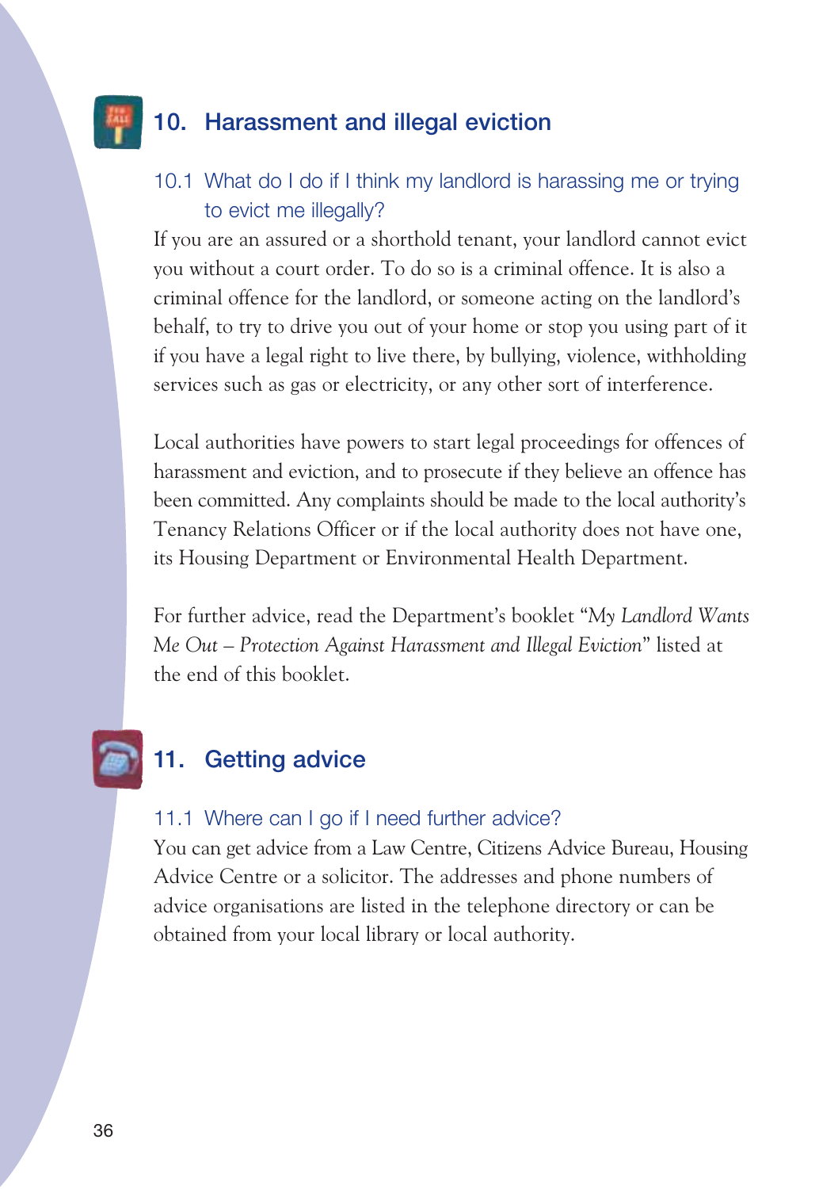## 10. Harassment and illegal eviction

### 10.1 What do I do if I think my landlord is harassing me or trying to evict me illegally?

If you are an assured or a shorthold tenant, your landlord cannot evict you without a court order. To do so is a criminal offence. It is also a criminal offence for the landlord, or someone acting on the landlord's behalf, to try to drive you out of your home or stop you using part of it if you have a legal right to live there, by bullying, violence, withholding services such as gas or electricity, or any other sort of interference.

Local authorities have powers to start legal proceedings for offences of harassment and eviction, and to prosecute if they believe an offence has been committed. Any complaints should be made to the local authority's Tenancy Relations Officer or if the local authority does not have one, its Housing Department or Environmental Health Department.

For further advice, read the Department's booklet "*My Landlord Wants Me Out – Protection Against Harassment and Illegal Eviction*" listed at the end of this booklet.

## 11. Getting advice

### 11.1 Where can I go if I need further advice?

You can get advice from a Law Centre, Citizens Advice Bureau, Housing Advice Centre or a solicitor. The addresses and phone numbers of advice organisations are listed in the telephone directory or can be obtained from your local library or local authority.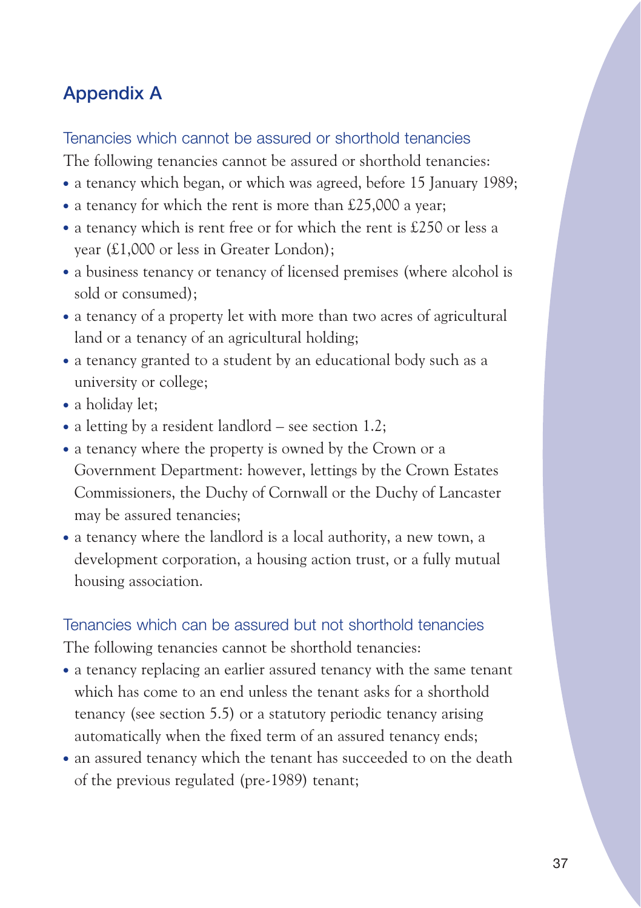# Appendix A

## Tenancies which cannot be assured or shorthold tenancies

The following tenancies cannot be assured or shorthold tenancies:

- a tenancy which began, or which was agreed, before 15 January 1989;
- a tenancy for which the rent is more than £25,000 a year;
- a tenancy which is rent free or for which the rent is £250 or less a year (£1,000 or less in Greater London);
- a business tenancy or tenancy of licensed premises (where alcohol is sold or consumed);
- a tenancy of a property let with more than two acres of agricultural land or a tenancy of an agricultural holding;
- a tenancy granted to a student by an educational body such as a university or college;
- a holiday let;
- a letting by a resident landlord – see section 1.2;
- a tenancy where the property is owned by the Crown or a Government Department: however, lettings by the Crown Estates Commissioners, the Duchy of Cornwall or the Duchy of Lancaster may be assured tenancies;
- a tenancy where the landlord is a local authority, a new town, a development corporation, a housing action trust, or a fully mutual housing association.

## Tenancies which can be assured but not shorthold tenancies

The following tenancies cannot be shorthold tenancies:

- a tenancy replacing an earlier assured tenancy with the same tenant which has come to an end unless the tenant asks for a shorthold tenancy (see section 5.5) or a statutory periodic tenancy arising automatically when the fixed term of an assured tenancy ends;
- an assured tenancy which the tenant has succeeded to on the death of the previous regulated (pre-1989) tenant;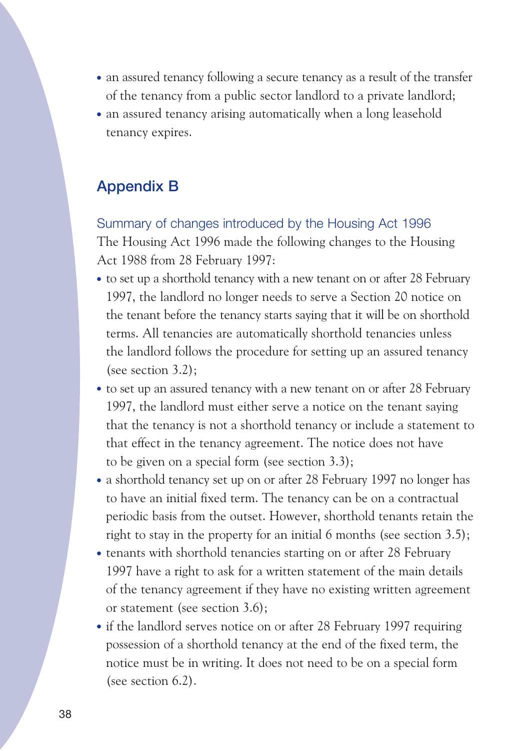- an assured tenancy following a secure tenancy as a result of the transfer of the tenancy from a public sector landlord to a private landlord;
- an assured tenancy arising automatically when a long leasehold tenancy expires.

## Appendix B

### Summary of changes introduced by the Housing Act 1996

The Housing Act 1996 made the following changes to the Housing Act 1988 from 28 February 1997:

- to set up a shorthold tenancy with a new tenant on or after 28 February 1997, the landlord no longer needs to serve a Section 20 notice on the tenant before the tenancy starts saying that it will be on shorthold terms. All tenancies are automatically shorthold tenancies unless the landlord follows the procedure for setting up an assured tenancy (see section 3.2);
- to set up an assured tenancy with a new tenant on or after 28 February 1997, the landlord must either serve a notice on the tenant saying that the tenancy is not a shorthold tenancy or include a statement to that effect in the tenancy agreement. The notice does not have to be given on a special form (see section 3.3);
- a shorthold tenancy set up on or after 28 February 1997 no longer has to have an initial fixed term. The tenancy can be on a contractual periodic basis from the outset. However, shorthold tenants retain the right to stay in the property for an initial 6 months (see section 3.5);
- tenants with shorthold tenancies starting on or after 28 February 1997 have a right to ask for a written statement of the main details of the tenancy agreement if they have no existing written agreement or statement (see section 3.6);
- if the landlord serves notice on or after 28 February 1997 requiring possession of a shorthold tenancy at the end of the fixed term, the notice must be in writing. It does not need to be on a special form (see section 6.2).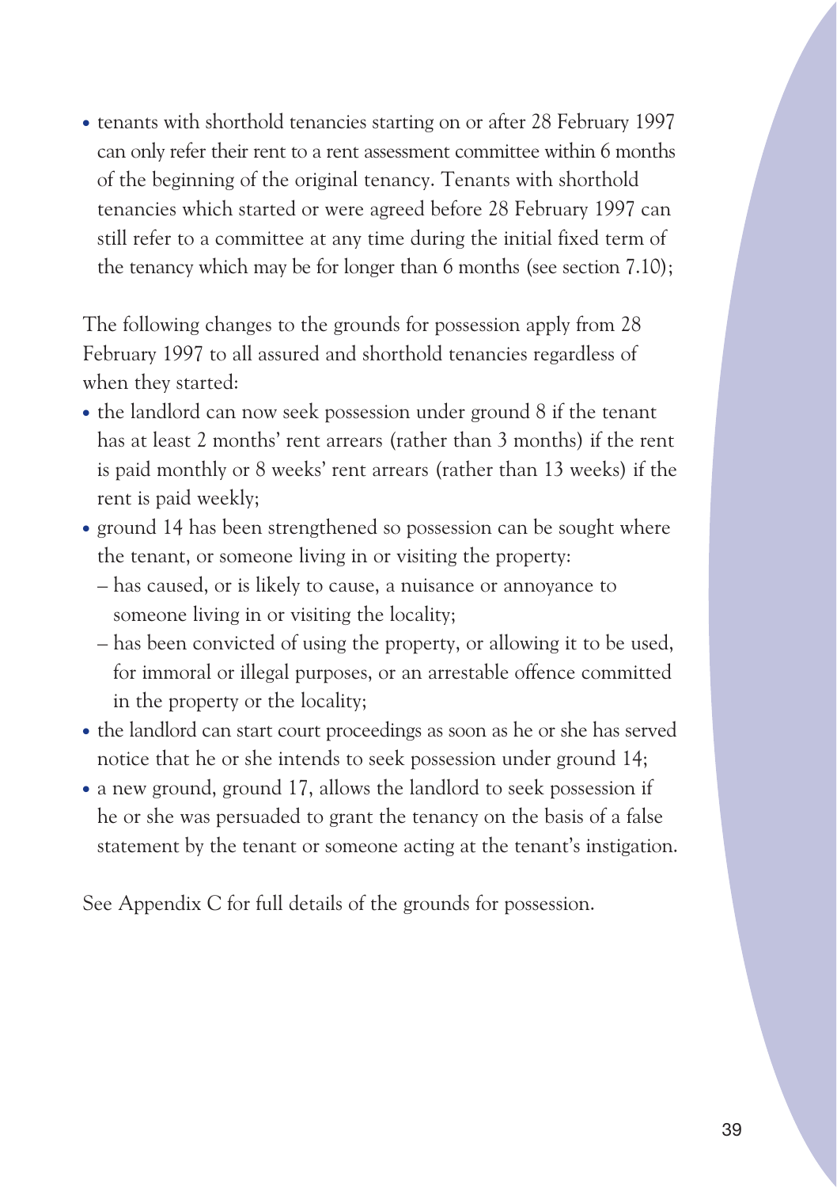- tenants with shorthold tenancies starting on or after 28 February 1997 can only refer their rent to a rent assessment committee within 6 months of the beginning of the original tenancy. Tenants with shorthold tenancies which started or were agreed before 28 February 1997 can still refer to a committee at any time during the initial fixed term of the tenancy which may be for longer than 6 months (see section 7.10);

The following changes to the grounds for possession apply from 28 February 1997 to all assured and shorthold tenancies regardless of when they started:

- the landlord can now seek possession under ground 8 if the tenant has at least 2 months' rent arrears (rather than 3 months) if the rent is paid monthly or 8 weeks' rent arrears (rather than 13 weeks) if the rent is paid weekly;
- ground 14 has been strengthened so possession can be sought where the tenant, or someone living in or visiting the property:
  - has caused, or is likely to cause, a nuisance or annoyance to someone living in or visiting the locality;
  - has been convicted of using the property, or allowing it to be used, for immoral or illegal purposes, or an arrestable offence committed in the property or the locality;
- the landlord can start court proceedings as soon as he or she has served notice that he or she intends to seek possession under ground 14;
- a new ground, ground 17, allows the landlord to seek possession if he or she was persuaded to grant the tenancy on the basis of a false statement by the tenant or someone acting at the tenant's instigation.

See Appendix C for full details of the grounds for possession.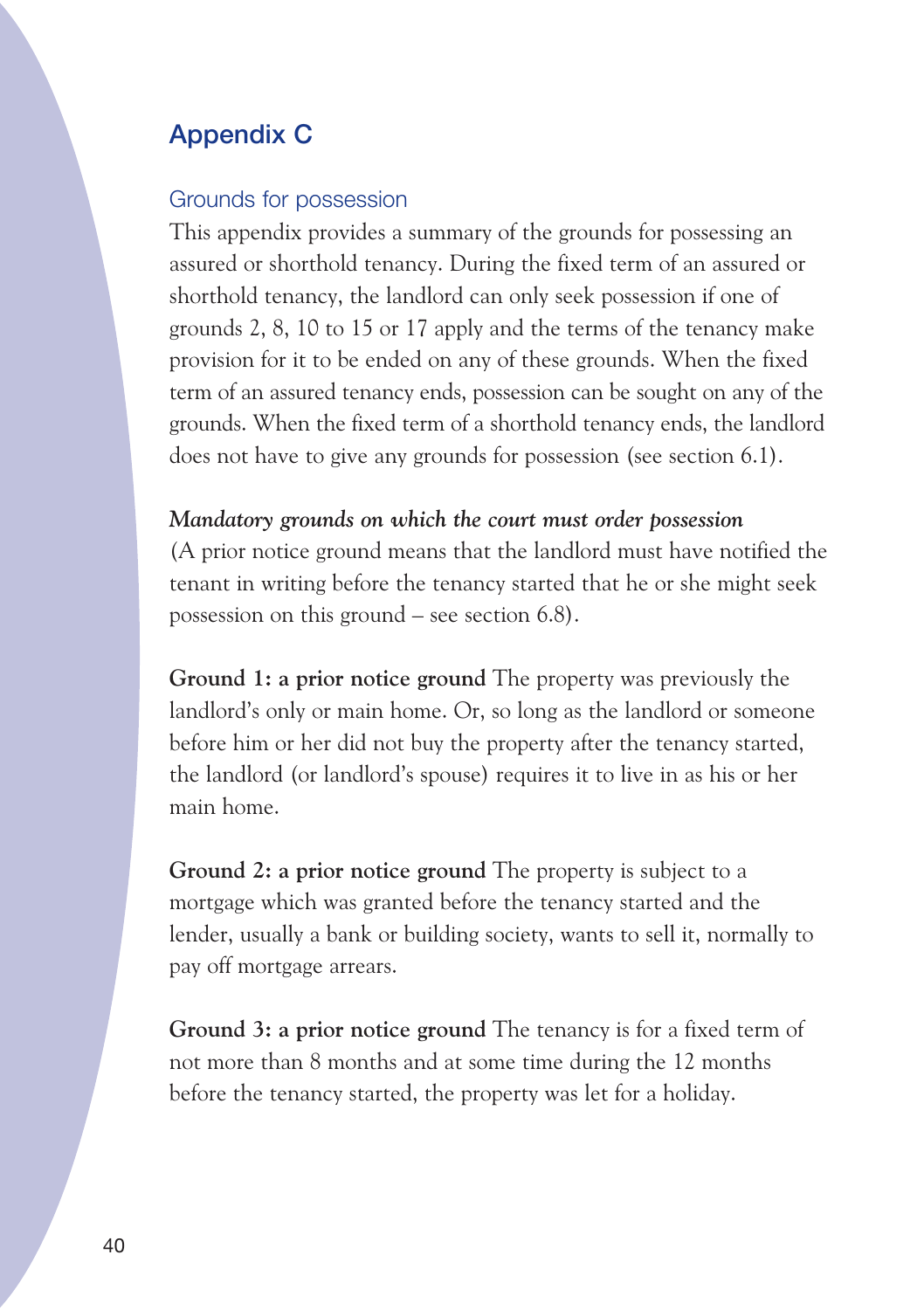# Appendix C

## Grounds for possession

This appendix provides a summary of the grounds for possessing an assured or shorthold tenancy. During the fixed term of an assured or shorthold tenancy, the landlord can only seek possession if one of grounds 2, 8, 10 to 15 or 17 apply and the terms of the tenancy make provision for it to be ended on any of these grounds. When the fixed term of an assured tenancy ends, possession can be sought on any of the grounds. When the fixed term of a shorthold tenancy ends, the landlord does not have to give any grounds for possession (see section 6.1).

***Mandatory grounds on which the court must order possession***

(A prior notice ground means that the landlord must have notified the tenant in writing before the tenancy started that he or she might seek possession on this ground – see section 6.8).

**Ground 1: a prior notice ground** The property was previously the landlord's only or main home. Or, so long as the landlord or someone before him or her did not buy the property after the tenancy started, the landlord (or landlord's spouse) requires it to live in as his or her main home.

**Ground 2: a prior notice ground** The property is subject to a mortgage which was granted before the tenancy started and the lender, usually a bank or building society, wants to sell it, normally to pay off mortgage arrears.

**Ground 3: a prior notice ground** The tenancy is for a fixed term of not more than 8 months and at some time during the 12 months before the tenancy started, the property was let for a holiday.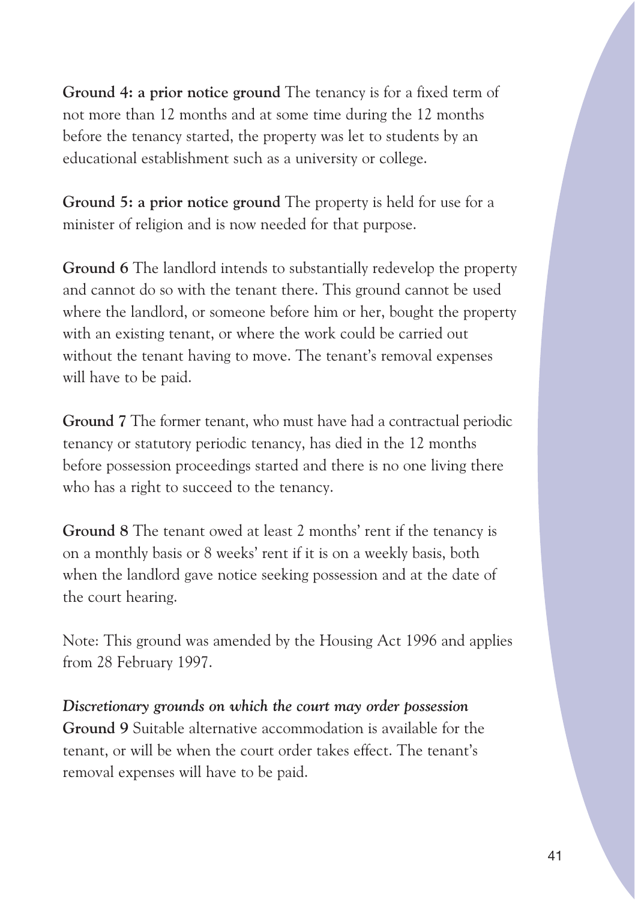**Ground 4: a prior notice ground** The tenancy is for a fixed term of not more than 12 months and at some time during the 12 months before the tenancy started, the property was let to students by an educational establishment such as a university or college.

**Ground 5: a prior notice ground** The property is held for use for a minister of religion and is now needed for that purpose.

**Ground 6** The landlord intends to substantially redevelop the property and cannot do so with the tenant there. This ground cannot be used where the landlord, or someone before him or her, bought the property with an existing tenant, or where the work could be carried out without the tenant having to move. The tenant's removal expenses will have to be paid.

**Ground 7** The former tenant, who must have had a contractual periodic tenancy or statutory periodic tenancy, has died in the 12 months before possession proceedings started and there is no one living there who has a right to succeed to the tenancy.

**Ground 8** The tenant owed at least 2 months' rent if the tenancy is on a monthly basis or 8 weeks' rent if it is on a weekly basis, both when the landlord gave notice seeking possession and at the date of the court hearing.

Note: This ground was amended by the Housing Act 1996 and applies from 28 February 1997.

***Discretionary grounds on which the court may order possession***

**Ground 9** Suitable alternative accommodation is available for the tenant, or will be when the court order takes effect. The tenant's removal expenses will have to be paid.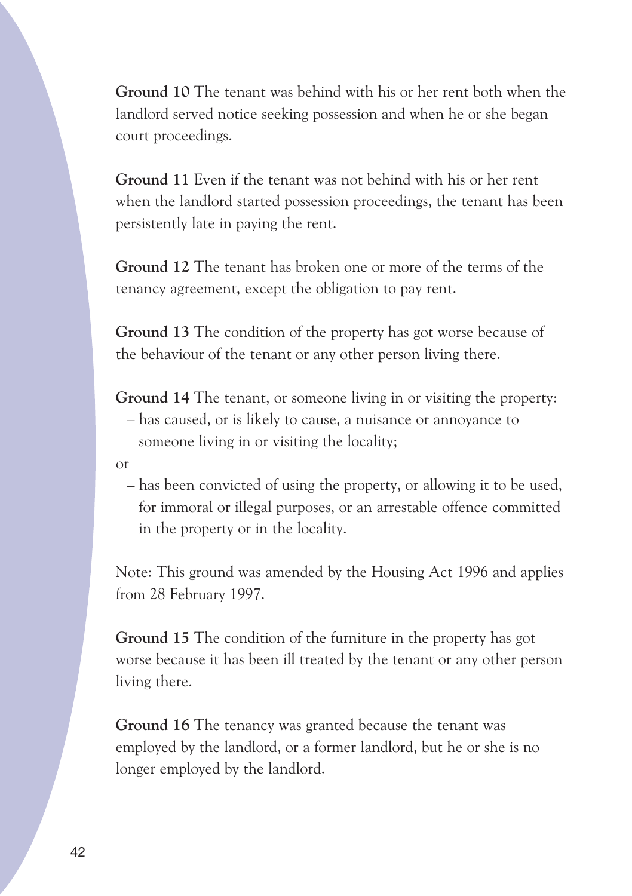**Ground 10** The tenant was behind with his or her rent both when the landlord served notice seeking possession and when he or she began court proceedings.

**Ground 11** Even if the tenant was not behind with his or her rent when the landlord started possession proceedings, the tenant has been persistently late in paying the rent.

**Ground 12** The tenant has broken one or more of the terms of the tenancy agreement, except the obligation to pay rent.

**Ground 13** The condition of the property has got worse because of the behaviour of the tenant or any other person living there.

**Ground 14** The tenant, or someone living in or visiting the property:

– has caused, or is likely to cause, a nuisance or annoyance to someone living in or visiting the locality;

or

– has been convicted of using the property, or allowing it to be used, for immoral or illegal purposes, or an arrestable offence committed in the property or in the locality.

Note: This ground was amended by the Housing Act 1996 and applies from 28 February 1997.

**Ground 15** The condition of the furniture in the property has got worse because it has been ill treated by the tenant or any other person living there.

**Ground 16** The tenancy was granted because the tenant was employed by the landlord, or a former landlord, but he or she is no longer employed by the landlord.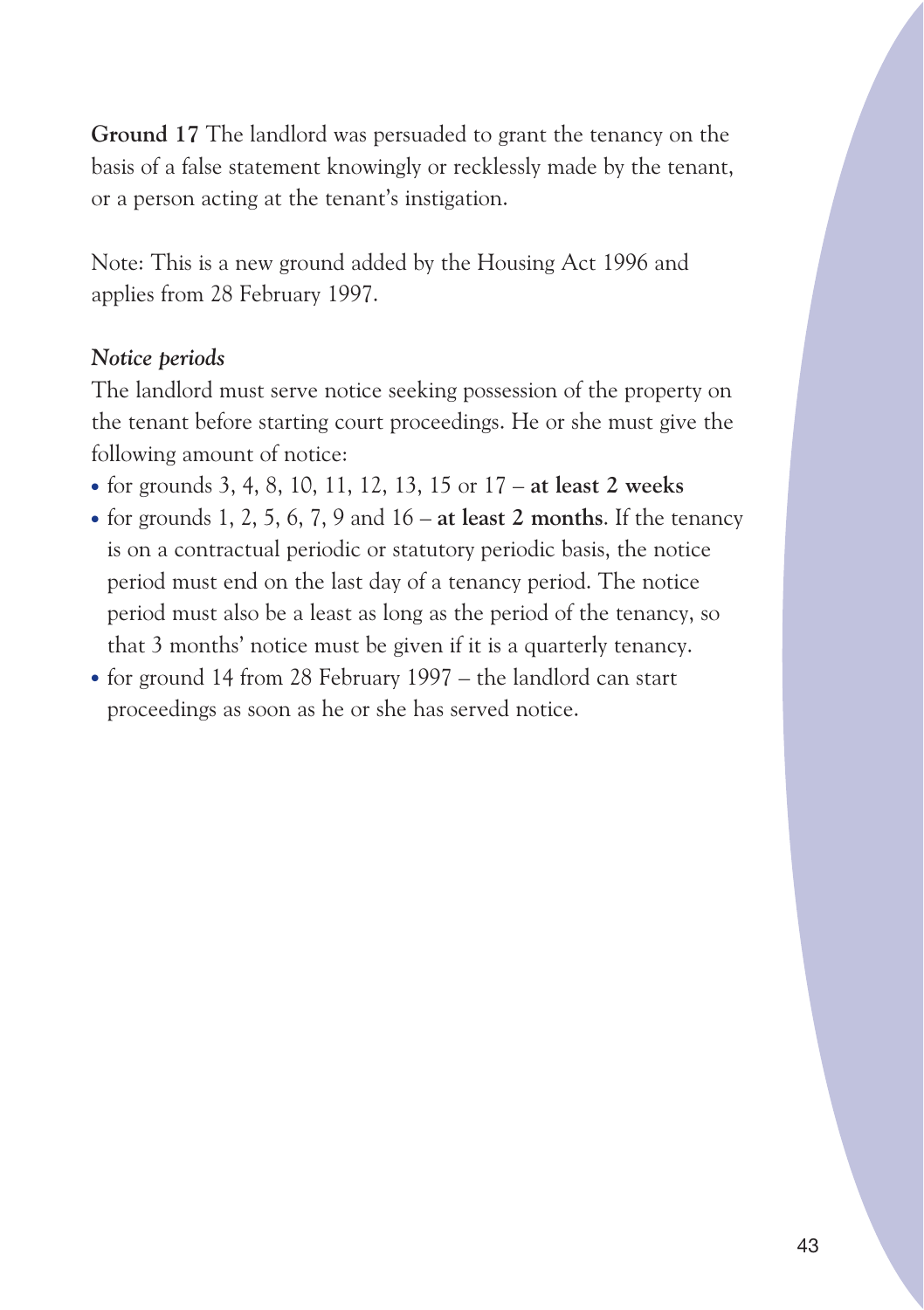**Ground 17** The landlord was persuaded to grant the tenancy on the basis of a false statement knowingly or recklessly made by the tenant, or a person acting at the tenant's instigation.

Note: This is a new ground added by the Housing Act 1996 and applies from 28 February 1997.

### *Notice periods*

The landlord must serve notice seeking possession of the property on the tenant before starting court proceedings. He or she must give the following amount of notice:

- for grounds 3, 4, 8, 10, 11, 12, 13, 15 or 17 – **at least 2 weeks**
- for grounds 1, 2, 5, 6, 7, 9 and 16 – **at least 2 months**. If the tenancy is on a contractual periodic or statutory periodic basis, the notice period must end on the last day of a tenancy period. The notice period must also be a least as long as the period of the tenancy, so that 3 months' notice must be given if it is a quarterly tenancy.
- for ground 14 from 28 February 1997 – the landlord can start proceedings as soon as he or she has served notice.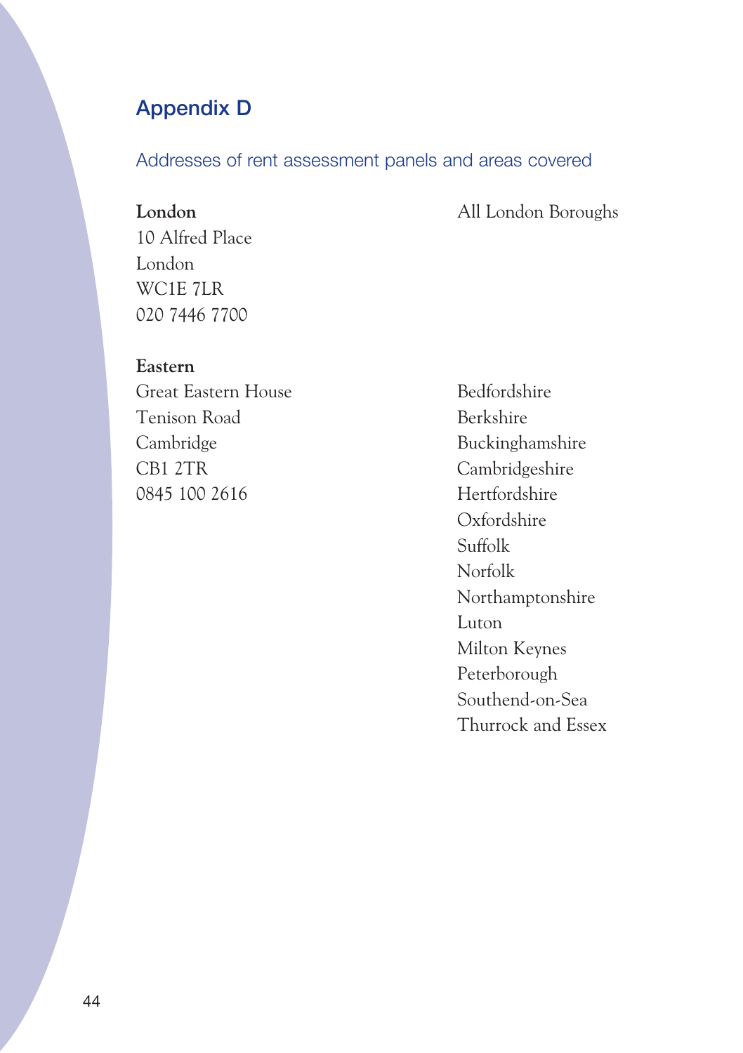# Appendix D

## Addresses of rent assessment panels and areas covered

| Panel | Areas covered |
|---|---|
| **London**<br>10 Alfred Place<br>London<br>WC1E 7LR<br>020 7446 7700 | All London Boroughs |
| **Eastern**<br>Great Eastern House<br>Tenison Road<br>Cambridge<br>CB1 2TR<br>0845 100 2616 | Bedfordshire<br>Berkshire<br>Buckinghamshire<br>Cambridgeshire<br>Hertfordshire<br>Oxfordshire<br>Suffolk<br>Norfolk<br>Northamptonshire<br>Luton<br>Milton Keynes<br>Peterborough<br>Southend-on-Sea<br>Thurrock and Essex |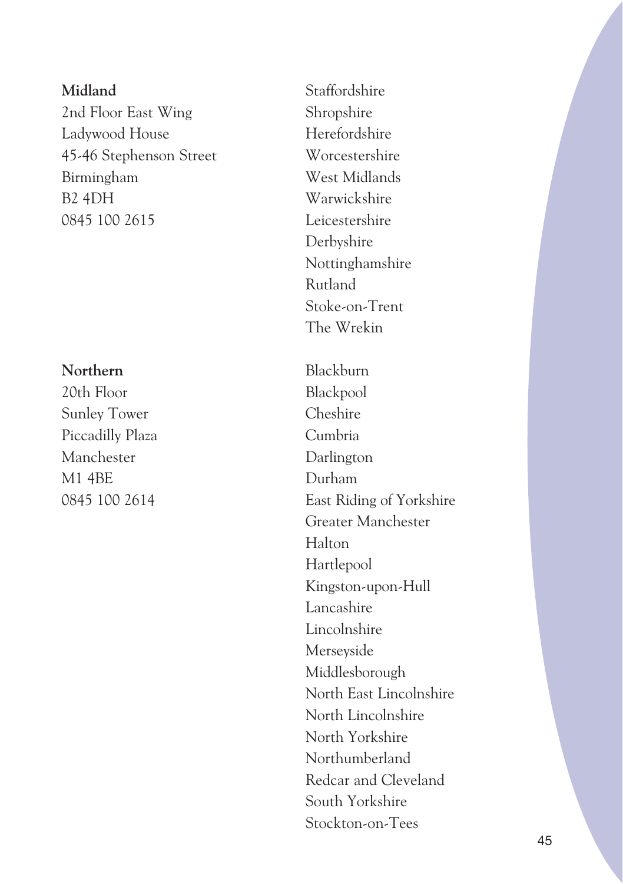**Midland**
2nd Floor East Wing
Ladywood House
45-46 Stephenson Street
Birmingham
B2 4DH
0845 100 2615

Staffordshire
Shropshire
Herefordshire
Worcestershire
West Midlands
Warwickshire
Leicestershire
Derbyshire
Nottinghamshire
Rutland
Stoke-on-Trent
The Wrekin

**Northern**
20th Floor
Sunley Tower
Piccadilly Plaza
Manchester
M1 4BE
0845 100 2614

Blackburn
Blackpool
Cheshire
Cumbria
Darlington
Durham
East Riding of Yorkshire
Greater Manchester
Halton
Hartlepool
Kingston-upon-Hull
Lancashire
Lincolnshire
Merseyside
Middlesborough
North East Lincolnshire
North Lincolnshire
North Yorkshire
Northumberland
Redcar and Cleveland
South Yorkshire
Stockton-on-Tees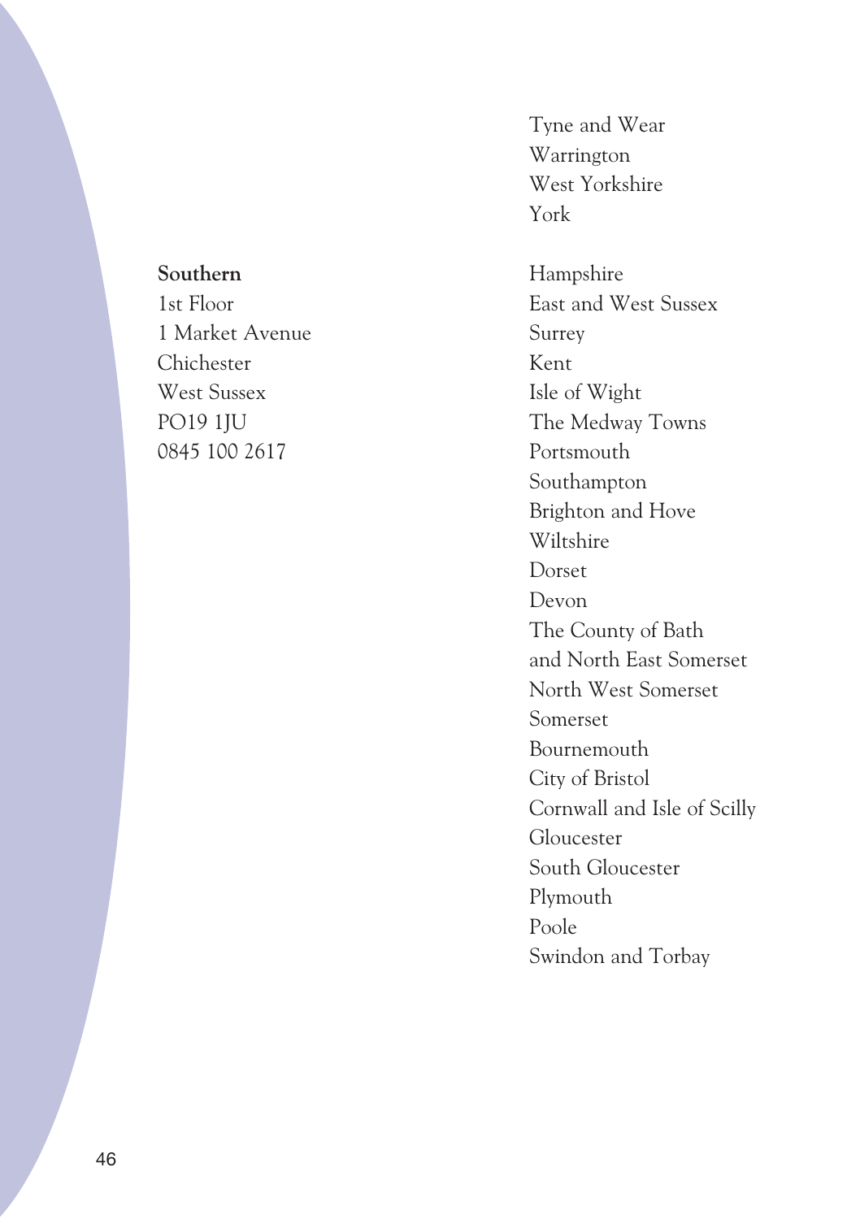Tyne and Wear
Warrington
West Yorkshire
York

**Southern**
1st Floor
1 Market Avenue
Chichester
West Sussex
PO19 1JU
0845 100 2617

Hampshire
East and West Sussex
Surrey
Kent
Isle of Wight
The Medway Towns
Portsmouth
Southampton
Brighton and Hove
Wiltshire
Dorset
Devon
The County of Bath
and North East Somerset
North West Somerset
Somerset
Bournemouth
City of Bristol
Cornwall and Isle of Scilly
Gloucester
South Gloucester
Plymouth
Poole
Swindon and Torbay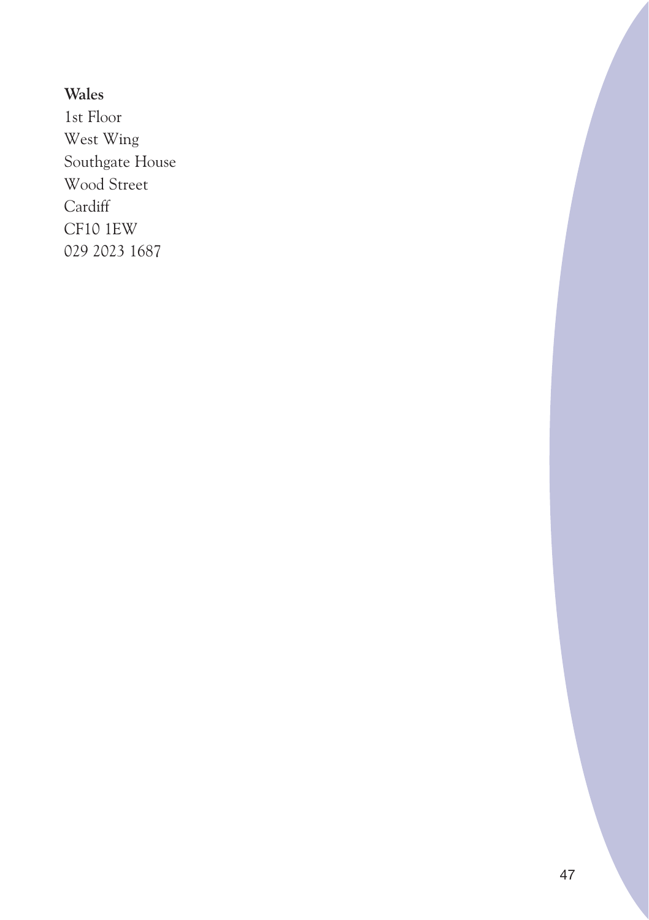**Wales**

1st Floor  
West Wing  
Southgate House  
Wood Street  
Cardiff  
CF10 1EW  
029 2023 1687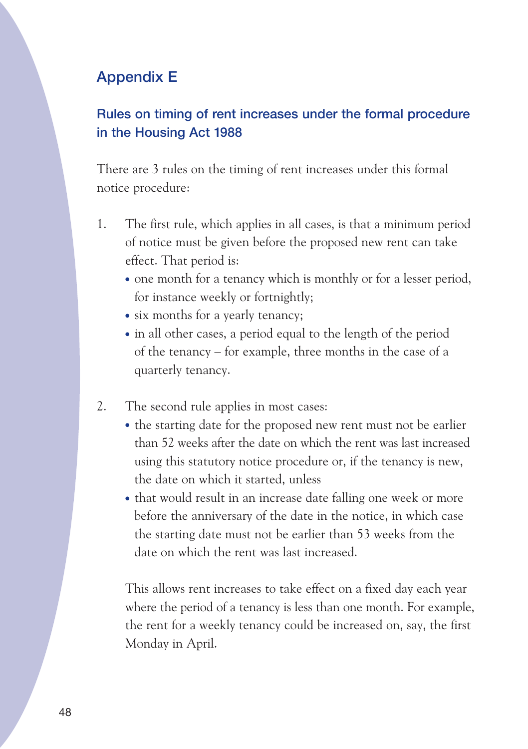## Appendix E

### Rules on timing of rent increases under the formal procedure in the Housing Act 1988

There are 3 rules on the timing of rent increases under this formal notice procedure:

1. The first rule, which applies in all cases, is that a minimum period of notice must be given before the proposed new rent can take effect. That period is:
   - one month for a tenancy which is monthly or for a lesser period, for instance weekly or fortnightly;
   - six months for a yearly tenancy;
   - in all other cases, a period equal to the length of the period of the tenancy – for example, three months in the case of a quarterly tenancy.

2. The second rule applies in most cases:
   - the starting date for the proposed new rent must not be earlier than 52 weeks after the date on which the rent was last increased using this statutory notice procedure or, if the tenancy is new, the date on which it started, unless
   - that would result in an increase date falling one week or more before the anniversary of the date in the notice, in which case the starting date must not be earlier than 53 weeks from the date on which the rent was last increased.

   This allows rent increases to take effect on a fixed day each year where the period of a tenancy is less than one month. For example, the rent for a weekly tenancy could be increased on, say, the first Monday in April.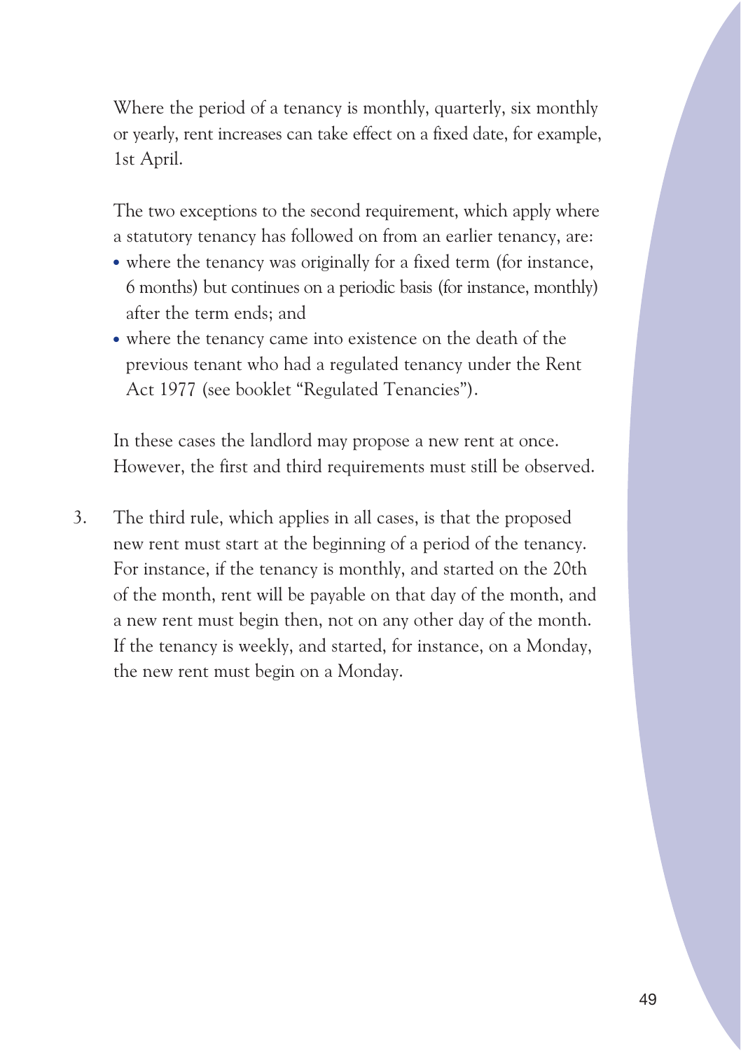Where the period of a tenancy is monthly, quarterly, six monthly or yearly, rent increases can take effect on a fixed date, for example, 1st April.

The two exceptions to the second requirement, which apply where a statutory tenancy has followed on from an earlier tenancy, are:

- where the tenancy was originally for a fixed term (for instance, 6 months) but continues on a periodic basis (for instance, monthly) after the term ends; and
- where the tenancy came into existence on the death of the previous tenant who had a regulated tenancy under the Rent Act 1977 (see booklet "Regulated Tenancies").

In these cases the landlord may propose a new rent at once. However, the first and third requirements must still be observed.

3. The third rule, which applies in all cases, is that the proposed new rent must start at the beginning of a period of the tenancy. For instance, if the tenancy is monthly, and started on the 20th of the month, rent will be payable on that day of the month, and a new rent must begin then, not on any other day of the month. If the tenancy is weekly, and started, for instance, on a Monday, the new rent must begin on a Monday.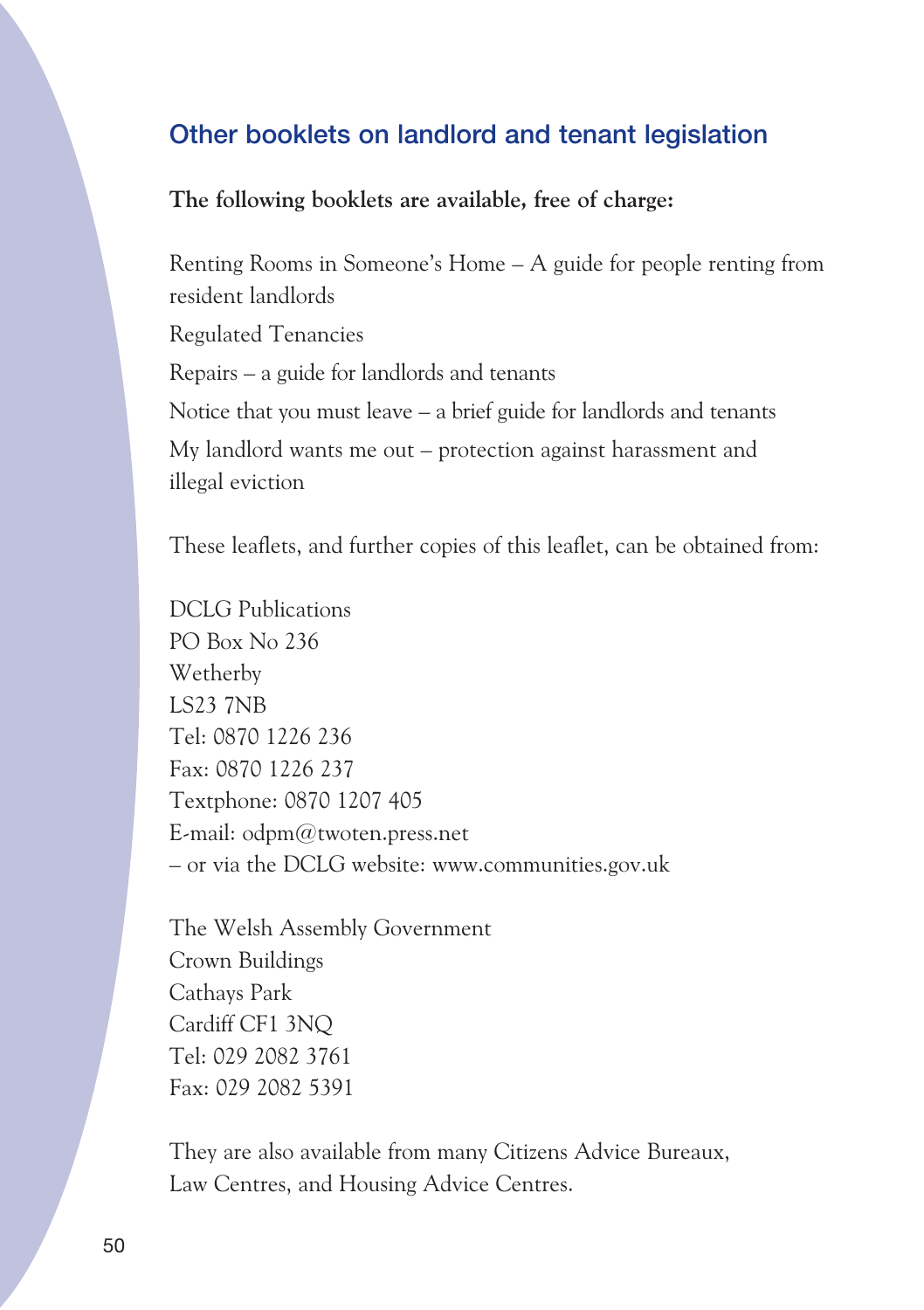## Other booklets on landlord and tenant legislation

**The following booklets are available, free of charge:**

Renting Rooms in Someone's Home – A guide for people renting from resident landlords

Regulated Tenancies

Repairs – a guide for landlords and tenants

Notice that you must leave – a brief guide for landlords and tenants

My landlord wants me out – protection against harassment and illegal eviction

These leaflets, and further copies of this leaflet, can be obtained from:

DCLG Publications
PO Box No 236
Wetherby
LS23 7NB
Tel: 0870 1226 236
Fax: 0870 1226 237
Textphone: 0870 1207 405
E-mail: odpm@twoten.press.net
– or via the DCLG website: www.communities.gov.uk

The Welsh Assembly Government
Crown Buildings
Cathays Park
Cardiff CF1 3NQ
Tel: 029 2082 3761
Fax: 029 2082 5391

They are also available from many Citizens Advice Bureaux, Law Centres, and Housing Advice Centres.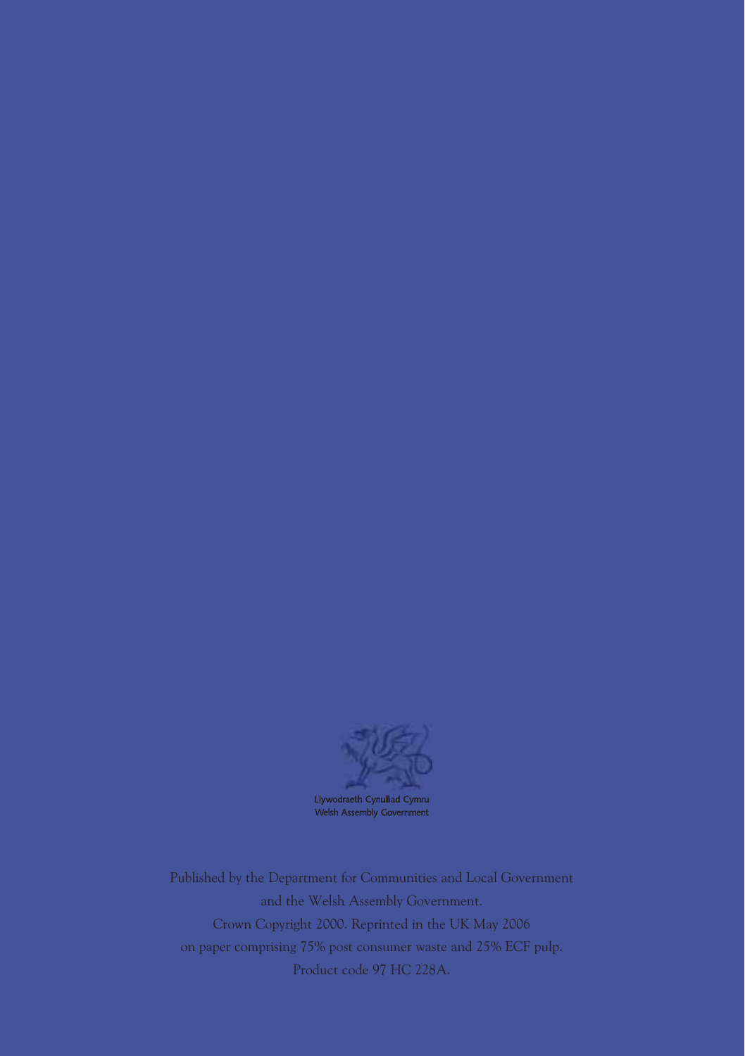Llywodraeth Cynulliad Cymru
Welsh Assembly Government

Published by the Department for Communities and Local Government
and the Welsh Assembly Government.
Crown Copyright 2000. Reprinted in the UK May 2006
on paper comprising 75% post consumer waste and 25% ECF pulp.
Product code 97 HC 228A.